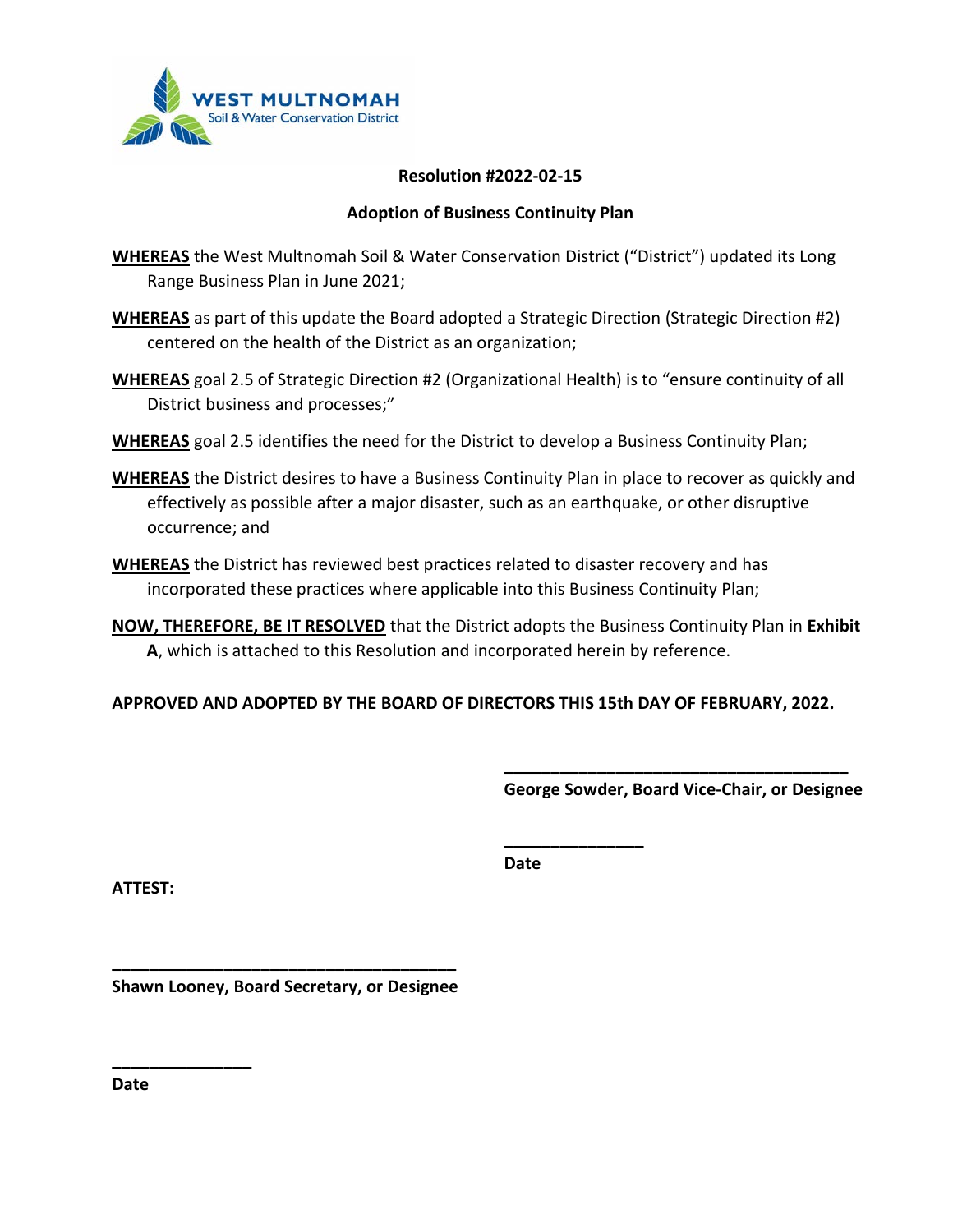WEST MULTNOMAH
Soil & Water Conservation District

## Resolution #2022-02-15

## Adoption of Business Continuity Plan

**WHEREAS** the West Multnomah Soil & Water Conservation District ("District") updated its Long Range Business Plan in June 2021;

**WHEREAS** as part of this update the Board adopted a Strategic Direction (Strategic Direction #2) centered on the health of the District as an organization;

**WHEREAS** goal 2.5 of Strategic Direction #2 (Organizational Health) is to "ensure continuity of all District business and processes;"

**WHEREAS** goal 2.5 identifies the need for the District to develop a Business Continuity Plan;

**WHEREAS** the District desires to have a Business Continuity Plan in place to recover as quickly and effectively as possible after a major disaster, such as an earthquake, or other disruptive occurrence; and

**WHEREAS** the District has reviewed best practices related to disaster recovery and has incorporated these practices where applicable into this Business Continuity Plan;

**NOW, THEREFORE, BE IT RESOLVED** that the District adopts the Business Continuity Plan in **Exhibit A**, which is attached to this Resolution and incorporated herein by reference.

**APPROVED AND ADOPTED BY THE BOARD OF DIRECTORS THIS 15th DAY OF FEBRUARY, 2022.**

______________________________________
**George Sowder, Board Vice-Chair, or Designee**

_______________
**Date**

**ATTEST:**

______________________________________
**Shawn Looney, Board Secretary, or Designee**

_______________
**Date**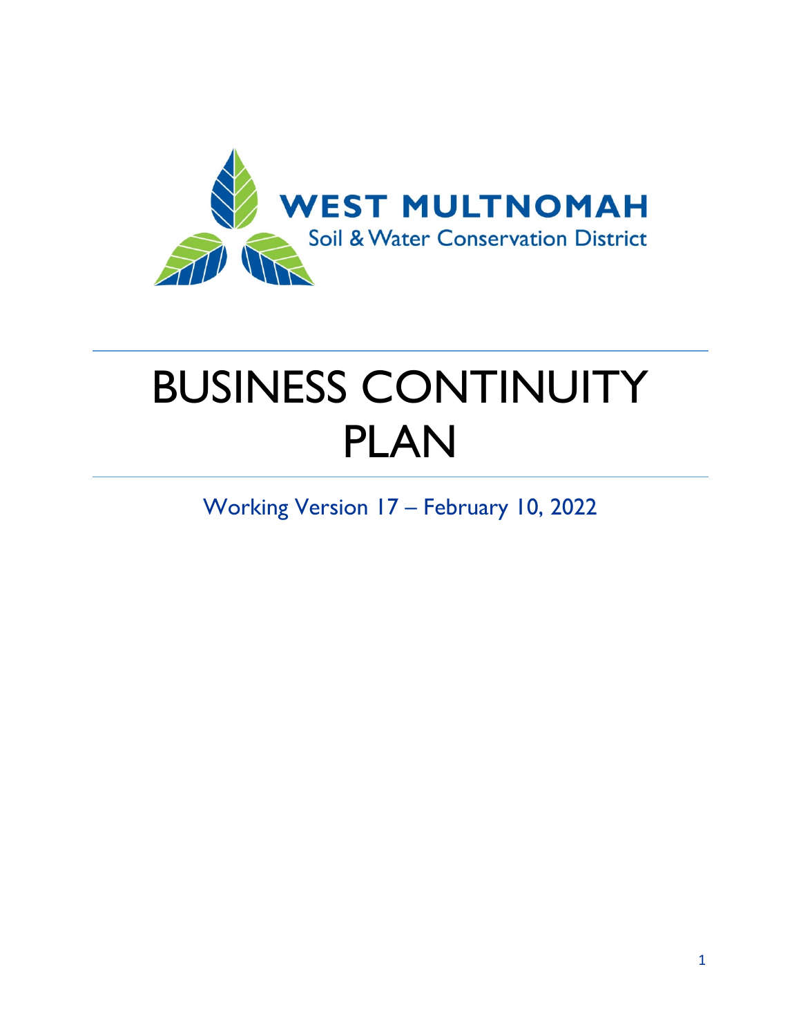WEST MULTNOMAH

Soil & Water Conservation District

# BUSINESS CONTINUITY PLAN

Working Version 17 – February 10, 2022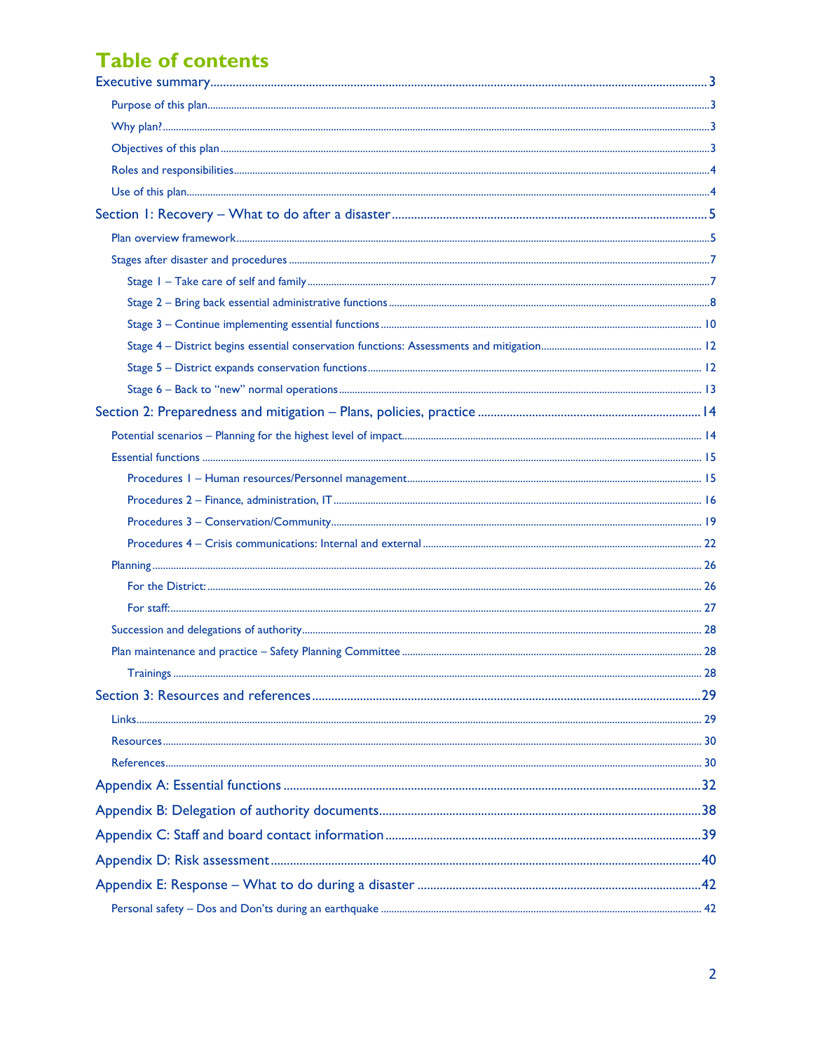# Table of contents

Executive summary ... 3

- Purpose of this plan ... 3
- Why plan? ... 3
- Objectives of this plan ... 3
- Roles and responsibilities ... 4
- Use of this plan ... 4

Section 1: Recovery – What to do after a disaster ... 5

- Plan overview framework ... 5
- Stages after disaster and procedures ... 7
  - Stage 1 – Take care of self and family ... 7
  - Stage 2 – Bring back essential administrative functions ... 8
  - Stage 3 – Continue implementing essential functions ... 10
  - Stage 4 – District begins essential conservation functions: Assessments and mitigation ... 12
  - Stage 5 – District expands conservation functions ... 12
  - Stage 6 – Back to "new" normal operations ... 13

Section 2: Preparedness and mitigation – Plans, policies, practice ... 14

- Potential scenarios – Planning for the highest level of impact ... 14
- Essential functions ... 15
  - Procedures 1 – Human resources/Personnel management ... 15
  - Procedures 2 – Finance, administration, IT ... 16
  - Procedures 3 – Conservation/Community ... 19
  - Procedures 4 – Crisis communications: Internal and external ... 22
- Planning ... 26
  - For the District: ... 26
  - For staff: ... 27
- Succession and delegations of authority ... 28
- Plan maintenance and practice – Safety Planning Committee ... 28
  - Trainings ... 28

Section 3: Resources and references ... 29

- Links ... 29
- Resources ... 30
- References ... 30

Appendix A: Essential functions ... 32

Appendix B: Delegation of authority documents ... 38

Appendix C: Staff and board contact information ... 39

Appendix D: Risk assessment ... 40

Appendix E: Response – What to do during a disaster ... 42

- Personal safety – Dos and Don'ts during an earthquake ... 42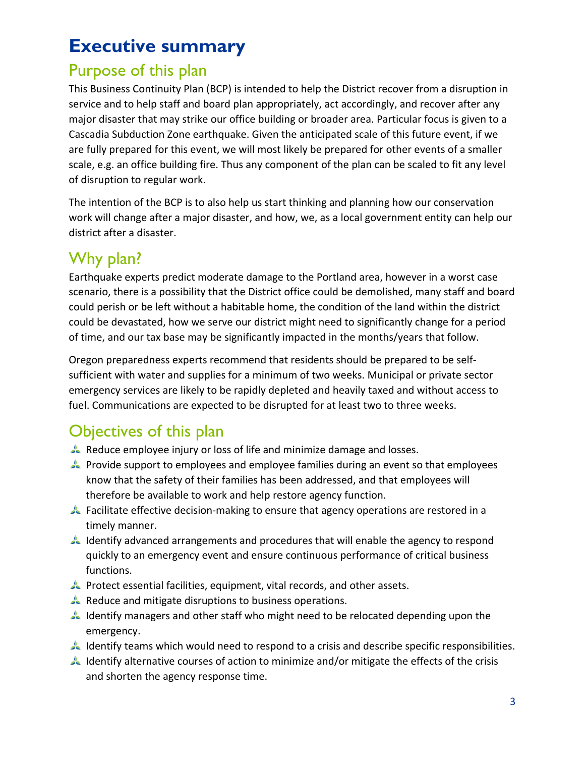# Executive summary

## Purpose of this plan

This Business Continuity Plan (BCP) is intended to help the District recover from a disruption in service and to help staff and board plan appropriately, act accordingly, and recover after any major disaster that may strike our office building or broader area. Particular focus is given to a Cascadia Subduction Zone earthquake. Given the anticipated scale of this future event, if we are fully prepared for this event, we will most likely be prepared for other events of a smaller scale, e.g. an office building fire. Thus any component of the plan can be scaled to fit any level of disruption to regular work.

The intention of the BCP is to also help us start thinking and planning how our conservation work will change after a major disaster, and how, we, as a local government entity can help our district after a disaster.

## Why plan?

Earthquake experts predict moderate damage to the Portland area, however in a worst case scenario, there is a possibility that the District office could be demolished, many staff and board could perish or be left without a habitable home, the condition of the land within the district could be devastated, how we serve our district might need to significantly change for a period of time, and our tax base may be significantly impacted in the months/years that follow.

Oregon preparedness experts recommend that residents should be prepared to be self-sufficient with water and supplies for a minimum of two weeks. Municipal or private sector emergency services are likely to be rapidly depleted and heavily taxed and without access to fuel. Communications are expected to be disrupted for at least two to three weeks.

## Objectives of this plan

- Reduce employee injury or loss of life and minimize damage and losses.
- Provide support to employees and employee families during an event so that employees know that the safety of their families has been addressed, and that employees will therefore be available to work and help restore agency function.
- Facilitate effective decision-making to ensure that agency operations are restored in a timely manner.
- Identify advanced arrangements and procedures that will enable the agency to respond quickly to an emergency event and ensure continuous performance of critical business functions.
- Protect essential facilities, equipment, vital records, and other assets.
- Reduce and mitigate disruptions to business operations.
- Identify managers and other staff who might need to be relocated depending upon the emergency.
- Identify teams which would need to respond to a crisis and describe specific responsibilities.
- Identify alternative courses of action to minimize and/or mitigate the effects of the crisis and shorten the agency response time.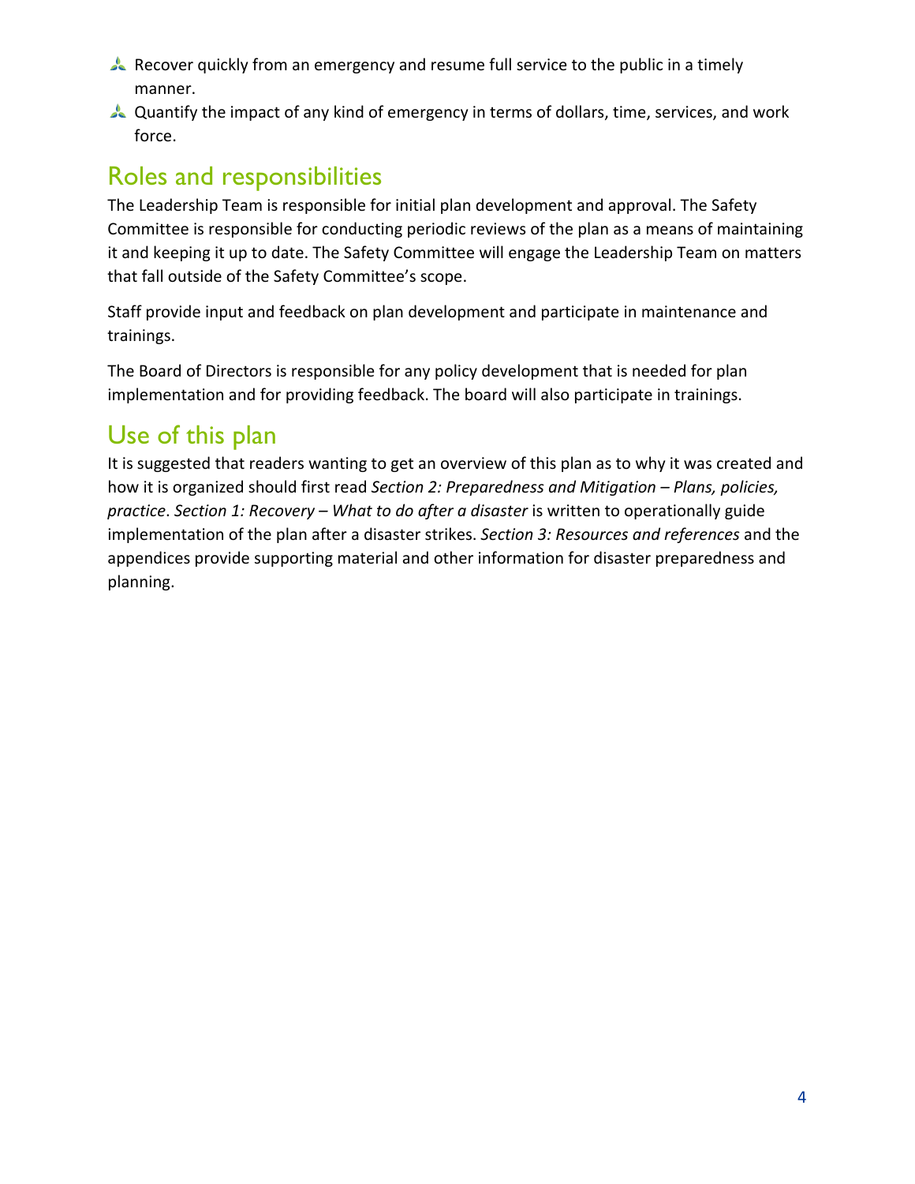- Recover quickly from an emergency and resume full service to the public in a timely manner.
- Quantify the impact of any kind of emergency in terms of dollars, time, services, and work force.

## Roles and responsibilities

The Leadership Team is responsible for initial plan development and approval. The Safety Committee is responsible for conducting periodic reviews of the plan as a means of maintaining it and keeping it up to date. The Safety Committee will engage the Leadership Team on matters that fall outside of the Safety Committee's scope.

Staff provide input and feedback on plan development and participate in maintenance and trainings.

The Board of Directors is responsible for any policy development that is needed for plan implementation and for providing feedback. The board will also participate in trainings.

## Use of this plan

It is suggested that readers wanting to get an overview of this plan as to why it was created and how it is organized should first read *Section 2: Preparedness and Mitigation – Plans, policies, practice*. *Section 1: Recovery – What to do after a disaster* is written to operationally guide implementation of the plan after a disaster strikes. *Section 3: Resources and references* and the appendices provide supporting material and other information for disaster preparedness and planning.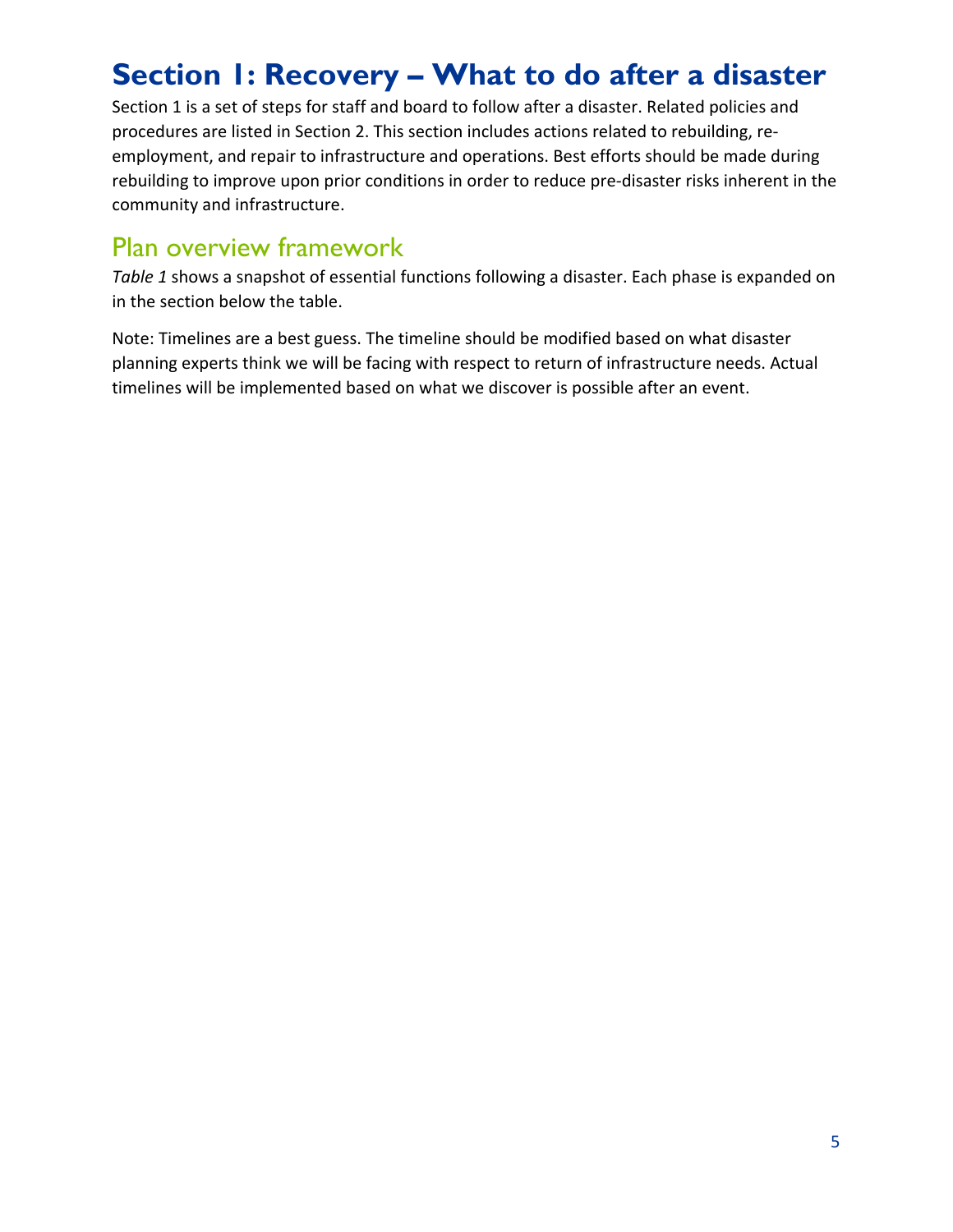# Section 1: Recovery – What to do after a disaster

Section 1 is a set of steps for staff and board to follow after a disaster. Related policies and procedures are listed in Section 2. This section includes actions related to rebuilding, re-employment, and repair to infrastructure and operations. Best efforts should be made during rebuilding to improve upon prior conditions in order to reduce pre-disaster risks inherent in the community and infrastructure.

## Plan overview framework

*Table 1* shows a snapshot of essential functions following a disaster. Each phase is expanded on in the section below the table.

Note: Timelines are a best guess. The timeline should be modified based on what disaster planning experts think we will be facing with respect to return of infrastructure needs. Actual timelines will be implemented based on what we discover is possible after an event.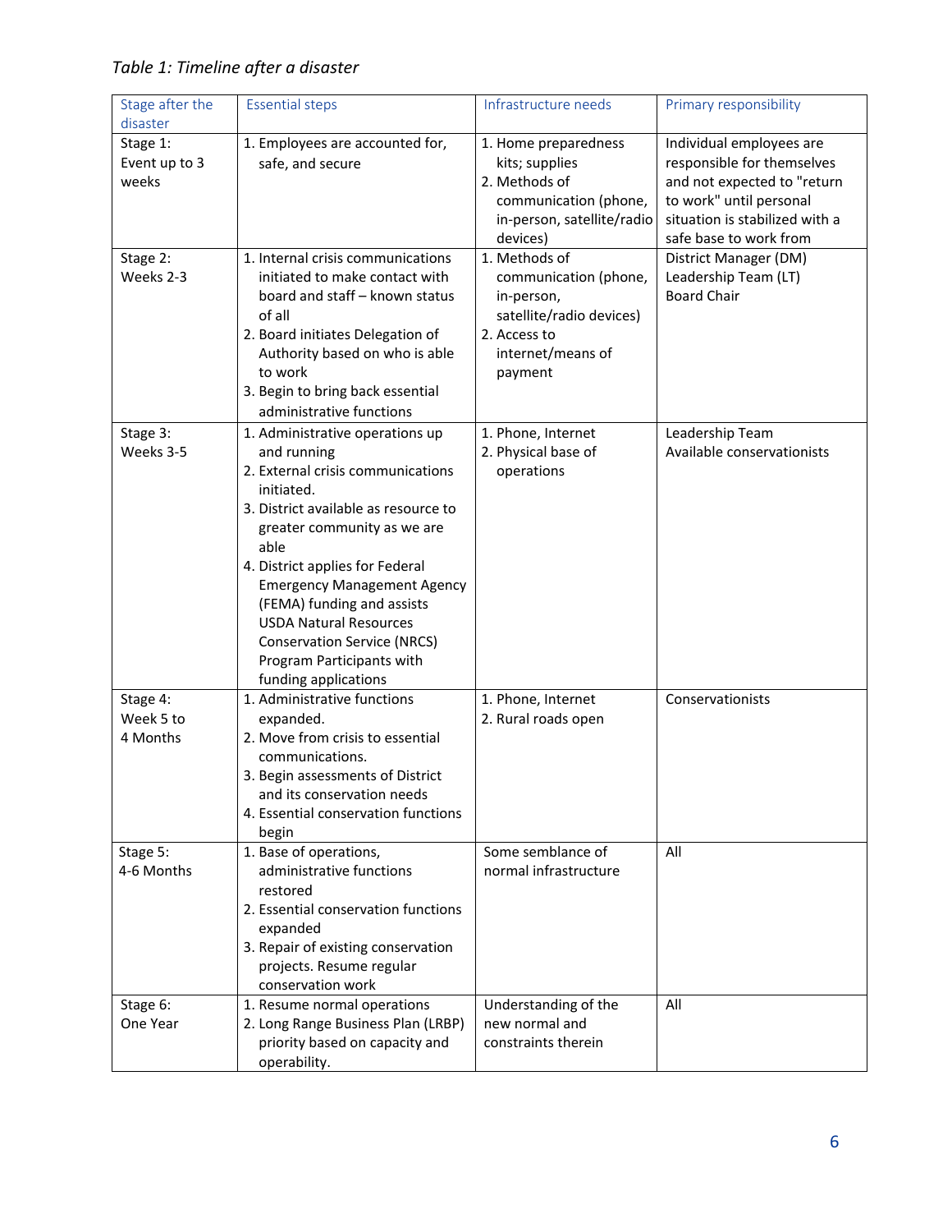*Table 1: Timeline after a disaster*

| Stage after the disaster | Essential steps | Infrastructure needs | Primary responsibility |
|---|---|---|---|
| Stage 1: Event up to 3 weeks | 1. Employees are accounted for, safe, and secure | 1. Home preparedness kits; supplies<br>2. Methods of communication (phone, in-person, satellite/radio devices) | Individual employees are responsible for themselves and not expected to "return to work" until personal situation is stabilized with a safe base to work from |
| Stage 2: Weeks 2-3 | 1. Internal crisis communications initiated to make contact with board and staff – known status of all<br>2. Board initiates Delegation of Authority based on who is able to work<br>3. Begin to bring back essential administrative functions | 1. Methods of communication (phone, in-person, satellite/radio devices)<br>2. Access to internet/means of payment | District Manager (DM)<br>Leadership Team (LT)<br>Board Chair |
| Stage 3: Weeks 3-5 | 1. Administrative operations up and running<br>2. External crisis communications initiated.<br>3. District available as resource to greater community as we are able<br>4. District applies for Federal Emergency Management Agency (FEMA) funding and assists USDA Natural Resources Conservation Service (NRCS) Program Participants with funding applications | 1. Phone, Internet<br>2. Physical base of operations | Leadership Team<br>Available conservationists |
| Stage 4: Week 5 to 4 Months | 1. Administrative functions expanded.<br>2. Move from crisis to essential communications.<br>3. Begin assessments of District and its conservation needs<br>4. Essential conservation functions begin | 1. Phone, Internet<br>2. Rural roads open | Conservationists |
| Stage 5: 4-6 Months | 1. Base of operations, administrative functions restored<br>2. Essential conservation functions expanded<br>3. Repair of existing conservation projects. Resume regular conservation work | Some semblance of normal infrastructure | All |
| Stage 6: One Year | 1. Resume normal operations<br>2. Long Range Business Plan (LRBP) priority based on capacity and operability. | Understanding of the new normal and constraints therein | All |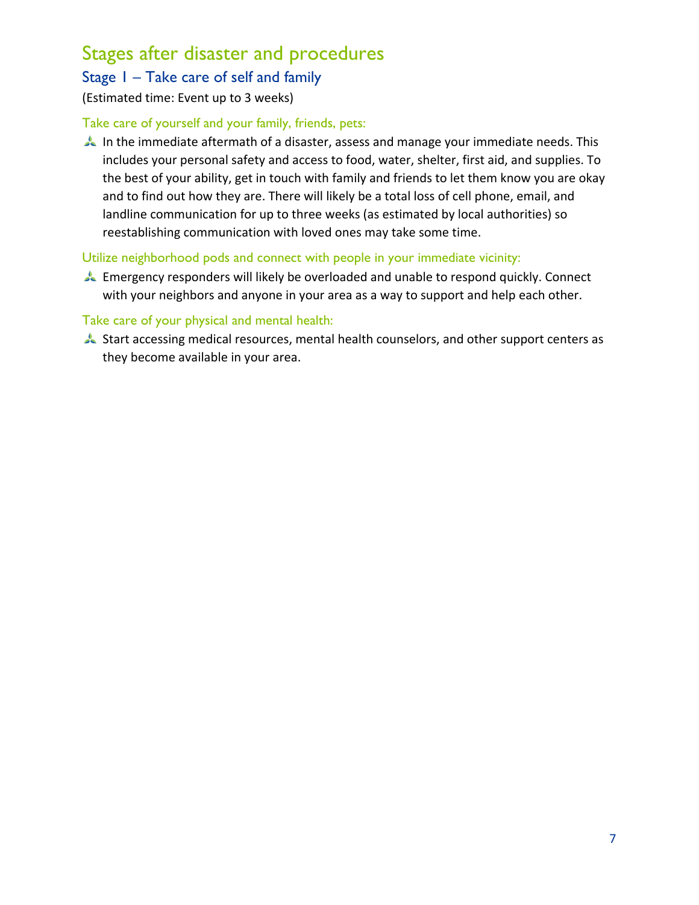# Stages after disaster and procedures

## Stage 1 – Take care of self and family

(Estimated time: Event up to 3 weeks)

### Take care of yourself and your family, friends, pets:

- In the immediate aftermath of a disaster, assess and manage your immediate needs. This includes your personal safety and access to food, water, shelter, first aid, and supplies. To the best of your ability, get in touch with family and friends to let them know you are okay and to find out how they are. There will likely be a total loss of cell phone, email, and landline communication for up to three weeks (as estimated by local authorities) so reestablishing communication with loved ones may take some time.

### Utilize neighborhood pods and connect with people in your immediate vicinity:

- Emergency responders will likely be overloaded and unable to respond quickly. Connect with your neighbors and anyone in your area as a way to support and help each other.

### Take care of your physical and mental health:

- Start accessing medical resources, mental health counselors, and other support centers as they become available in your area.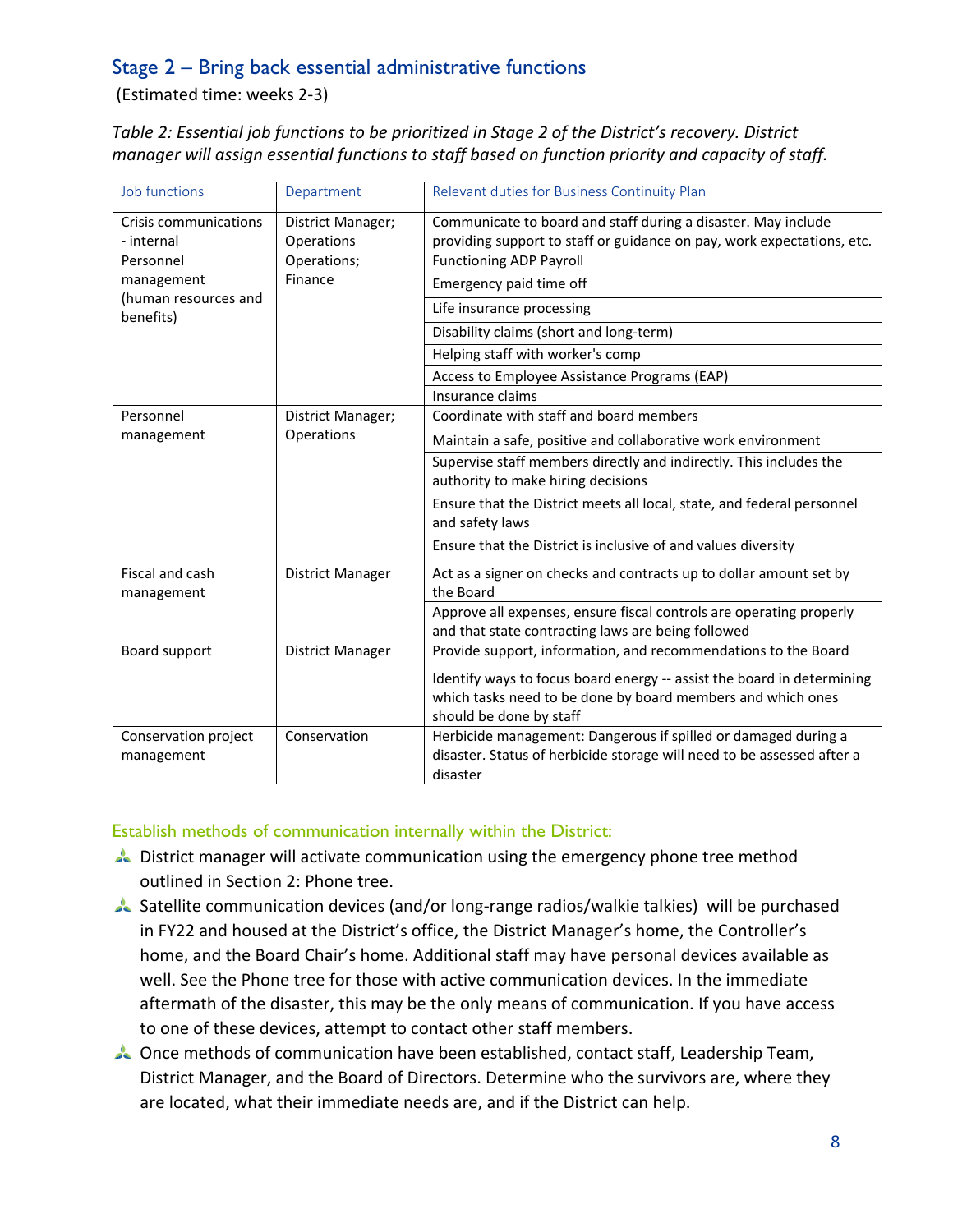## Stage 2 – Bring back essential administrative functions

(Estimated time: weeks 2-3)

*Table 2: Essential job functions to be prioritized in Stage 2 of the District's recovery. District manager will assign essential functions to staff based on function priority and capacity of staff.*

| Job functions | Department | Relevant duties for Business Continuity Plan |
|---|---|---|
| Crisis communications - internal | District Manager; Operations | Communicate to board and staff during a disaster. May include providing support to staff or guidance on pay, work expectations, etc. |
| Personnel management (human resources and benefits) | Operations; Finance | Functioning ADP Payroll |
| | | Emergency paid time off |
| | | Life insurance processing |
| | | Disability claims (short and long-term) |
| | | Helping staff with worker's comp |
| | | Access to Employee Assistance Programs (EAP) |
| | | Insurance claims |
| Personnel management | District Manager; Operations | Coordinate with staff and board members |
| | | Maintain a safe, positive and collaborative work environment |
| | | Supervise staff members directly and indirectly. This includes the authority to make hiring decisions |
| | | Ensure that the District meets all local, state, and federal personnel and safety laws |
| | | Ensure that the District is inclusive of and values diversity |
| Fiscal and cash management | District Manager | Act as a signer on checks and contracts up to dollar amount set by the Board |
| | | Approve all expenses, ensure fiscal controls are operating properly and that state contracting laws are being followed |
| Board support | District Manager | Provide support, information, and recommendations to the Board |
| | | Identify ways to focus board energy -- assist the board in determining which tasks need to be done by board members and which ones should be done by staff |
| Conservation project management | Conservation | Herbicide management: Dangerous if spilled or damaged during a disaster. Status of herbicide storage will need to be assessed after a disaster |

### Establish methods of communication internally within the District:

- District manager will activate communication using the emergency phone tree method outlined in Section 2: Phone tree.
- Satellite communication devices (and/or long-range radios/walkie talkies) will be purchased in FY22 and housed at the District's office, the District Manager's home, the Controller's home, and the Board Chair's home. Additional staff may have personal devices available as well. See the Phone tree for those with active communication devices. In the immediate aftermath of the disaster, this may be the only means of communication. If you have access to one of these devices, attempt to contact other staff members.
- Once methods of communication have been established, contact staff, Leadership Team, District Manager, and the Board of Directors. Determine who the survivors are, where they are located, what their immediate needs are, and if the District can help.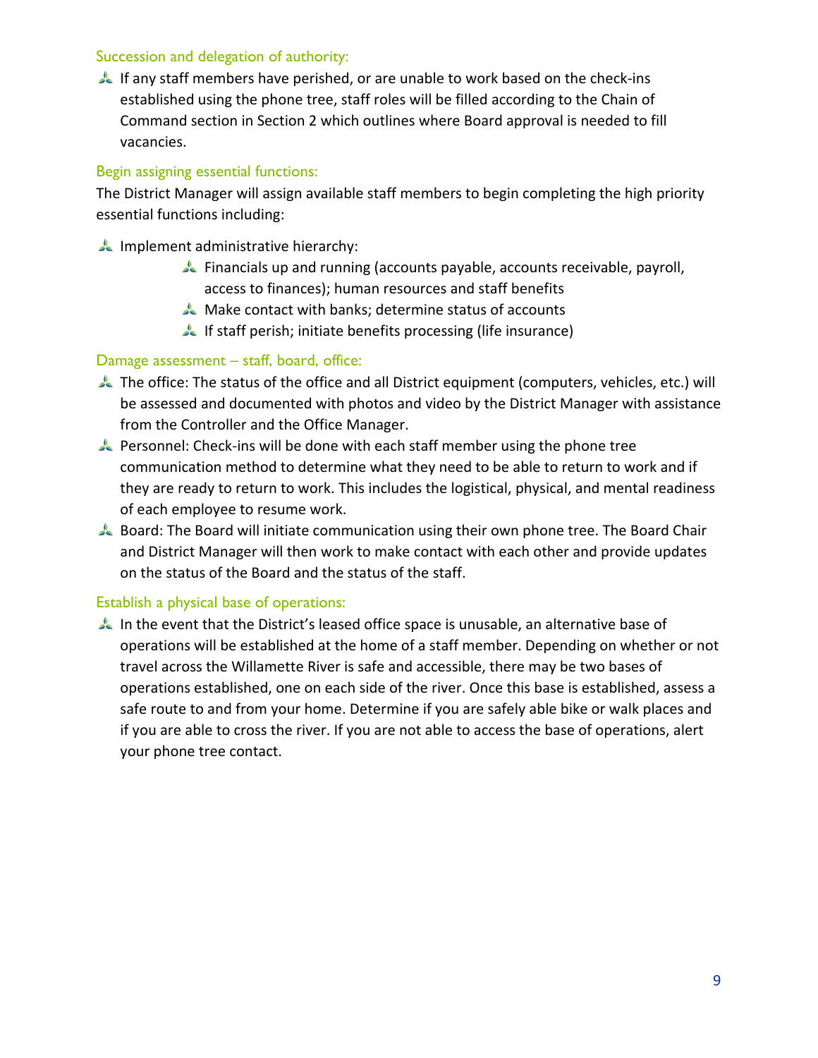### Succession and delegation of authority:

- If any staff members have perished, or are unable to work based on the check-ins established using the phone tree, staff roles will be filled according to the Chain of Command section in Section 2 which outlines where Board approval is needed to fill vacancies.

### Begin assigning essential functions:

The District Manager will assign available staff members to begin completing the high priority essential functions including:

- Implement administrative hierarchy:
  - Financials up and running (accounts payable, accounts receivable, payroll, access to finances); human resources and staff benefits
  - Make contact with banks; determine status of accounts
  - If staff perish; initiate benefits processing (life insurance)

### Damage assessment – staff, board, office:

- The office: The status of the office and all District equipment (computers, vehicles, etc.) will be assessed and documented with photos and video by the District Manager with assistance from the Controller and the Office Manager.
- Personnel: Check-ins will be done with each staff member using the phone tree communication method to determine what they need to be able to return to work and if they are ready to return to work. This includes the logistical, physical, and mental readiness of each employee to resume work.
- Board: The Board will initiate communication using their own phone tree. The Board Chair and District Manager will then work to make contact with each other and provide updates on the status of the Board and the status of the staff.

### Establish a physical base of operations:

- In the event that the District's leased office space is unusable, an alternative base of operations will be established at the home of a staff member. Depending on whether or not travel across the Willamette River is safe and accessible, there may be two bases of operations established, one on each side of the river. Once this base is established, assess a safe route to and from your home. Determine if you are safely able bike or walk places and if you are able to cross the river. If you are not able to access the base of operations, alert your phone tree contact.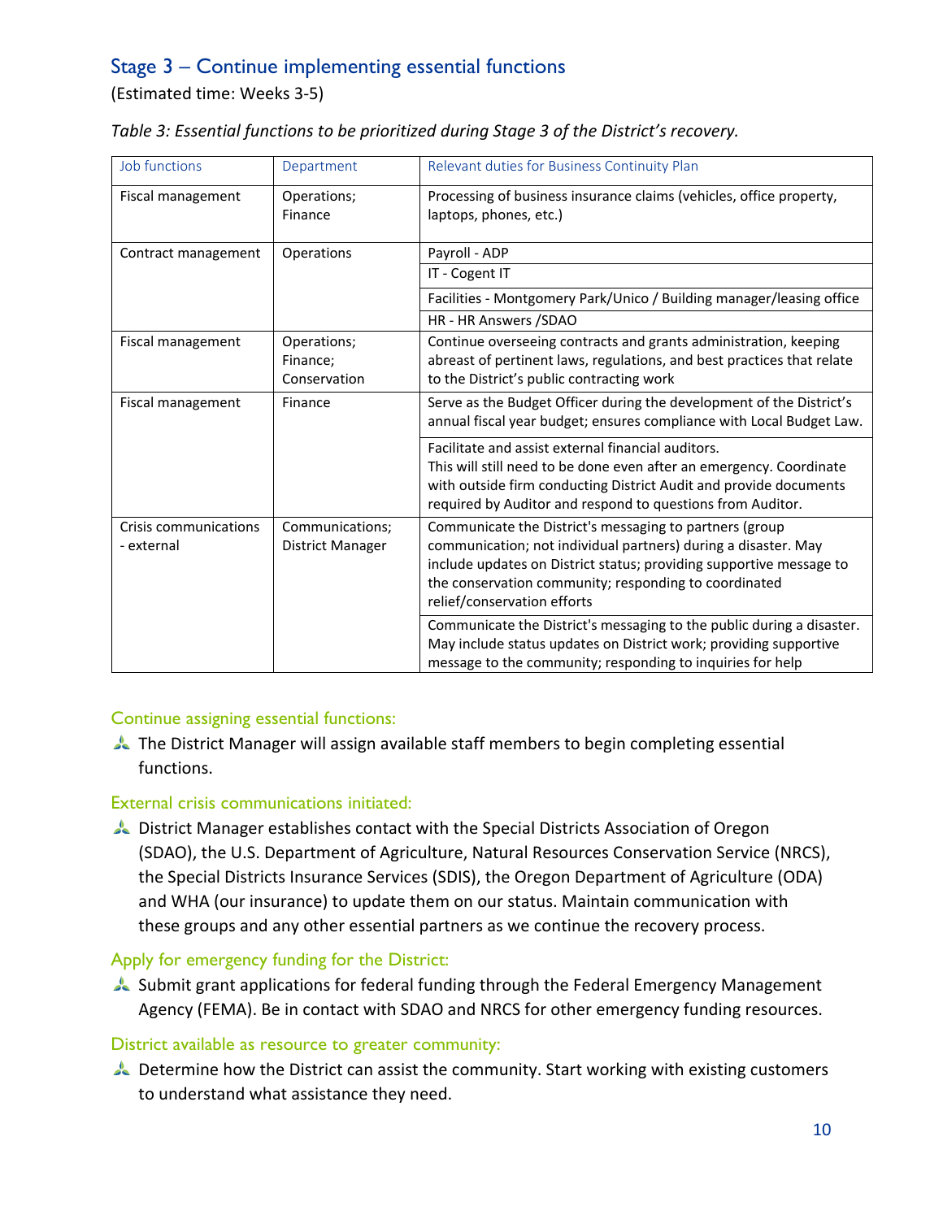## Stage 3 – Continue implementing essential functions

(Estimated time: Weeks 3-5)

*Table 3: Essential functions to be prioritized during Stage 3 of the District's recovery.*

| Job functions | Department | Relevant duties for Business Continuity Plan |
|---|---|---|
| Fiscal management | Operations; Finance | Processing of business insurance claims (vehicles, office property, laptops, phones, etc.) |
| Contract management | Operations | Payroll - ADP |
| | | IT - Cogent IT |
| | | Facilities - Montgomery Park/Unico / Building manager/leasing office |
| | | HR - HR Answers /SDAO |
| Fiscal management | Operations; Finance; Conservation | Continue overseeing contracts and grants administration, keeping abreast of pertinent laws, regulations, and best practices that relate to the District's public contracting work |
| Fiscal management | Finance | Serve as the Budget Officer during the development of the District's annual fiscal year budget; ensures compliance with Local Budget Law. |
| | | Facilitate and assist external financial auditors. This will still need to be done even after an emergency. Coordinate with outside firm conducting District Audit and provide documents required by Auditor and respond to questions from Auditor. |
| Crisis communications - external | Communications; District Manager | Communicate the District's messaging to partners (group communication; not individual partners) during a disaster. May include updates on District status; providing supportive message to the conservation community; responding to coordinated relief/conservation efforts |
| | | Communicate the District's messaging to the public during a disaster. May include status updates on District work; providing supportive message to the community; responding to inquiries for help |

### Continue assigning essential functions:

- The District Manager will assign available staff members to begin completing essential functions.

### External crisis communications initiated:

- District Manager establishes contact with the Special Districts Association of Oregon (SDAO), the U.S. Department of Agriculture, Natural Resources Conservation Service (NRCS), the Special Districts Insurance Services (SDIS), the Oregon Department of Agriculture (ODA) and WHA (our insurance) to update them on our status. Maintain communication with these groups and any other essential partners as we continue the recovery process.

### Apply for emergency funding for the District:

- Submit grant applications for federal funding through the Federal Emergency Management Agency (FEMA). Be in contact with SDAO and NRCS for other emergency funding resources.

### District available as resource to greater community:

- Determine how the District can assist the community. Start working with existing customers to understand what assistance they need.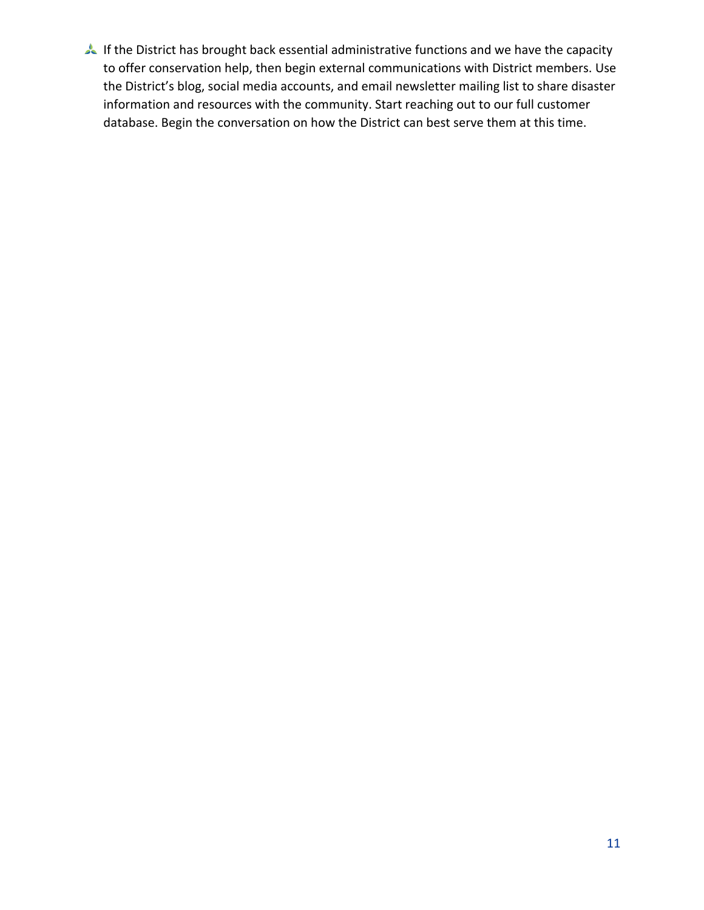- If the District has brought back essential administrative functions and we have the capacity to offer conservation help, then begin external communications with District members. Use the District's blog, social media accounts, and email newsletter mailing list to share disaster information and resources with the community. Start reaching out to our full customer database. Begin the conversation on how the District can best serve them at this time.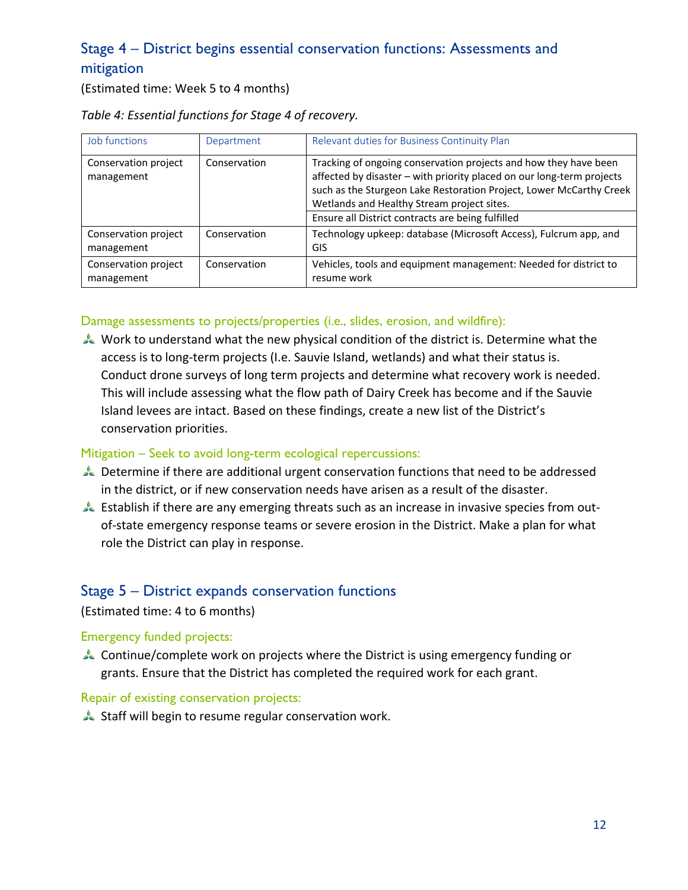## Stage 4 – District begins essential conservation functions: Assessments and mitigation

(Estimated time: Week 5 to 4 months)

*Table 4: Essential functions for Stage 4 of recovery.*

| Job functions | Department | Relevant duties for Business Continuity Plan |
|---|---|---|
| Conservation project management | Conservation | Tracking of ongoing conservation projects and how they have been affected by disaster – with priority placed on our long-term projects such as the Sturgeon Lake Restoration Project, Lower McCarthy Creek Wetlands and Healthy Stream project sites. |
| | | Ensure all District contracts are being fulfilled |
| Conservation project management | Conservation | Technology upkeep: database (Microsoft Access), Fulcrum app, and GIS |
| Conservation project management | Conservation | Vehicles, tools and equipment management: Needed for district to resume work |

### Damage assessments to projects/properties (i.e., slides, erosion, and wildfire):

- Work to understand what the new physical condition of the district is. Determine what the access is to long-term projects (I.e. Sauvie Island, wetlands) and what their status is. Conduct drone surveys of long term projects and determine what recovery work is needed. This will include assessing what the flow path of Dairy Creek has become and if the Sauvie Island levees are intact. Based on these findings, create a new list of the District's conservation priorities.

### Mitigation – Seek to avoid long-term ecological repercussions:

- Determine if there are additional urgent conservation functions that need to be addressed in the district, or if new conservation needs have arisen as a result of the disaster.
- Establish if there are any emerging threats such as an increase in invasive species from out-of-state emergency response teams or severe erosion in the District. Make a plan for what role the District can play in response.

## Stage 5 – District expands conservation functions

(Estimated time: 4 to 6 months)

### Emergency funded projects:

- Continue/complete work on projects where the District is using emergency funding or grants. Ensure that the District has completed the required work for each grant.

### Repair of existing conservation projects:

- Staff will begin to resume regular conservation work.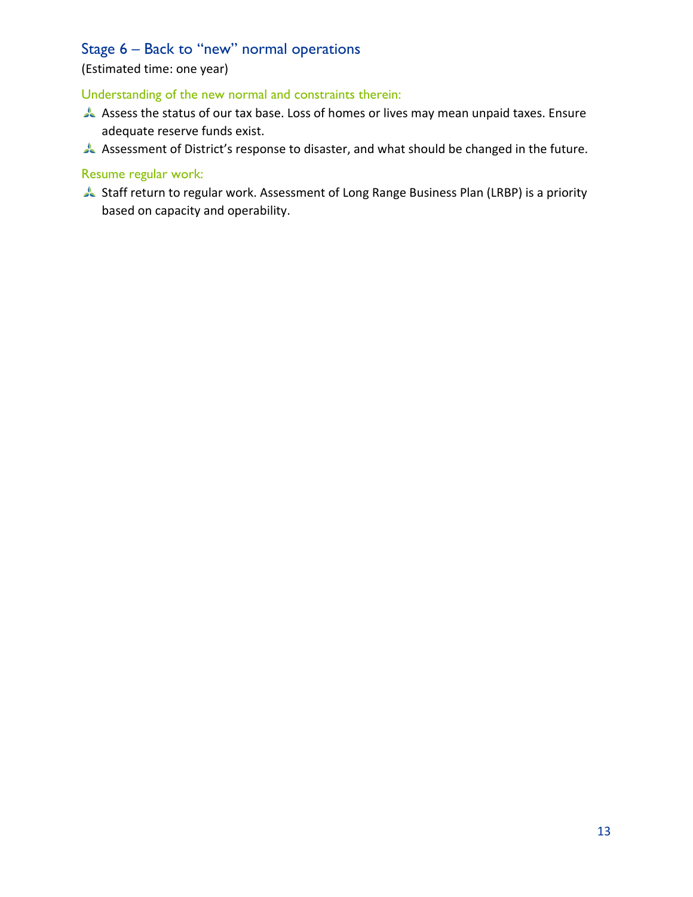## Stage 6 – Back to "new" normal operations

(Estimated time: one year)

### Understanding of the new normal and constraints therein:

- Assess the status of our tax base. Loss of homes or lives may mean unpaid taxes. Ensure adequate reserve funds exist.
- Assessment of District's response to disaster, and what should be changed in the future.

### Resume regular work:

- Staff return to regular work. Assessment of Long Range Business Plan (LRBP) is a priority based on capacity and operability.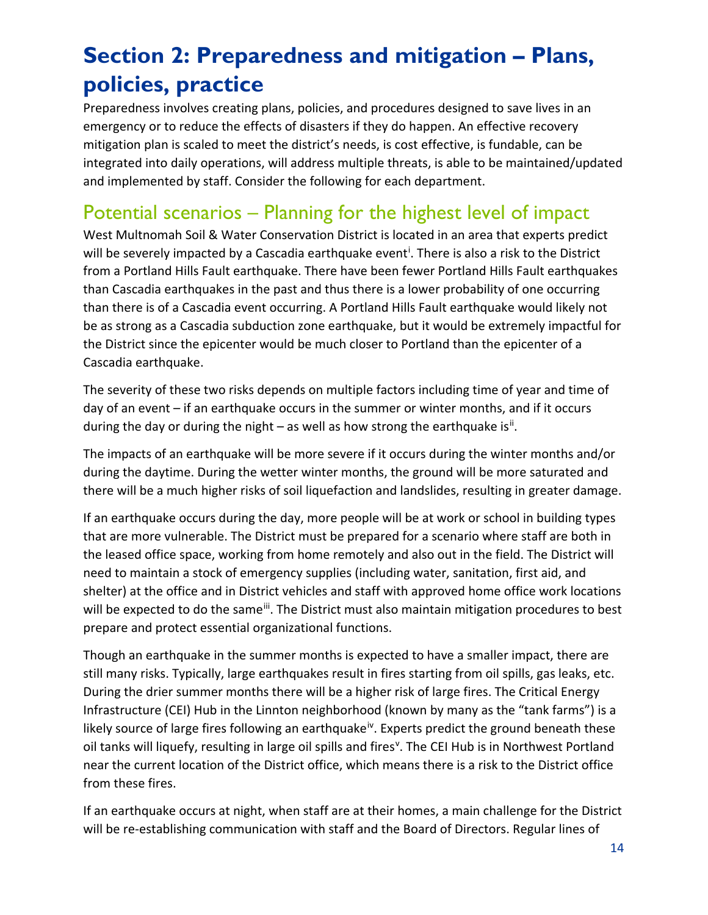# Section 2: Preparedness and mitigation – Plans, policies, practice

Preparedness involves creating plans, policies, and procedures designed to save lives in an emergency or to reduce the effects of disasters if they do happen. An effective recovery mitigation plan is scaled to meet the district's needs, is cost effective, is fundable, can be integrated into daily operations, will address multiple threats, is able to be maintained/updated and implemented by staff. Consider the following for each department.

## Potential scenarios – Planning for the highest level of impact

West Multnomah Soil & Water Conservation District is located in an area that experts predict will be severely impacted by a Cascadia earthquake event[i]. There is also a risk to the District from a Portland Hills Fault earthquake. There have been fewer Portland Hills Fault earthquakes than Cascadia earthquakes in the past and thus there is a lower probability of one occurring than there is of a Cascadia event occurring. A Portland Hills Fault earthquake would likely not be as strong as a Cascadia subduction zone earthquake, but it would be extremely impactful for the District since the epicenter would be much closer to Portland than the epicenter of a Cascadia earthquake.

The severity of these two risks depends on multiple factors including time of year and time of day of an event – if an earthquake occurs in the summer or winter months, and if it occurs during the day or during the night – as well as how strong the earthquake is[ii].

The impacts of an earthquake will be more severe if it occurs during the winter months and/or during the daytime. During the wetter winter months, the ground will be more saturated and there will be a much higher risks of soil liquefaction and landslides, resulting in greater damage.

If an earthquake occurs during the day, more people will be at work or school in building types that are more vulnerable. The District must be prepared for a scenario where staff are both in the leased office space, working from home remotely and also out in the field. The District will need to maintain a stock of emergency supplies (including water, sanitation, first aid, and shelter) at the office and in District vehicles and staff with approved home office work locations will be expected to do the same[iii]. The District must also maintain mitigation procedures to best prepare and protect essential organizational functions.

Though an earthquake in the summer months is expected to have a smaller impact, there are still many risks. Typically, large earthquakes result in fires starting from oil spills, gas leaks, etc. During the drier summer months there will be a higher risk of large fires. The Critical Energy Infrastructure (CEI) Hub in the Linnton neighborhood (known by many as the "tank farms") is a likely source of large fires following an earthquake[iv]. Experts predict the ground beneath these oil tanks will liquefy, resulting in large oil spills and fires[v]. The CEI Hub is in Northwest Portland near the current location of the District office, which means there is a risk to the District office from these fires.

If an earthquake occurs at night, when staff are at their homes, a main challenge for the District will be re-establishing communication with staff and the Board of Directors. Regular lines of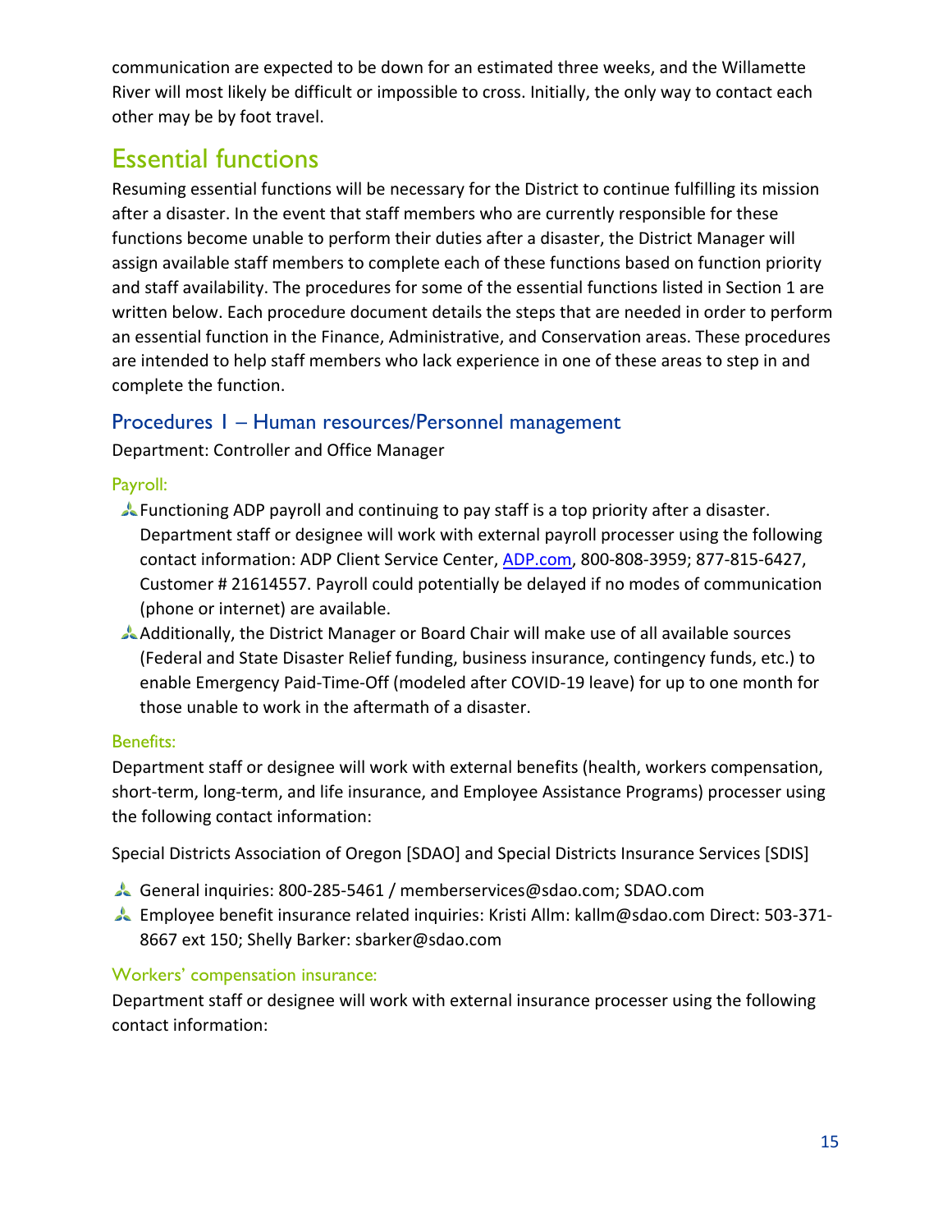communication are expected to be down for an estimated three weeks, and the Willamette River will most likely be difficult or impossible to cross. Initially, the only way to contact each other may be by foot travel.

# Essential functions

Resuming essential functions will be necessary for the District to continue fulfilling its mission after a disaster. In the event that staff members who are currently responsible for these functions become unable to perform their duties after a disaster, the District Manager will assign available staff members to complete each of these functions based on function priority and staff availability. The procedures for some of the essential functions listed in Section 1 are written below. Each procedure document details the steps that are needed in order to perform an essential function in the Finance, Administrative, and Conservation areas. These procedures are intended to help staff members who lack experience in one of these areas to step in and complete the function.

## Procedures 1 – Human resources/Personnel management

Department: Controller and Office Manager

### Payroll:

- Functioning ADP payroll and continuing to pay staff is a top priority after a disaster. Department staff or designee will work with external payroll processer using the following contact information: ADP Client Service Center, [ADP.com](ADP.com), 800-808-3959; 877-815-6427, Customer # 21614557. Payroll could potentially be delayed if no modes of communication (phone or internet) are available.
- Additionally, the District Manager or Board Chair will make use of all available sources (Federal and State Disaster Relief funding, business insurance, contingency funds, etc.) to enable Emergency Paid-Time-Off (modeled after COVID-19 leave) for up to one month for those unable to work in the aftermath of a disaster.

### Benefits:

Department staff or designee will work with external benefits (health, workers compensation, short-term, long-term, and life insurance, and Employee Assistance Programs) processer using the following contact information:

Special Districts Association of Oregon [SDAO] and Special Districts Insurance Services [SDIS]

- General inquiries: 800-285-5461 / memberservices@sdao.com; SDAO.com
- Employee benefit insurance related inquiries: Kristi Allm: kallm@sdao.com Direct: 503-371-8667 ext 150; Shelly Barker: sbarker@sdao.com

### Workers' compensation insurance:

Department staff or designee will work with external insurance processer using the following contact information: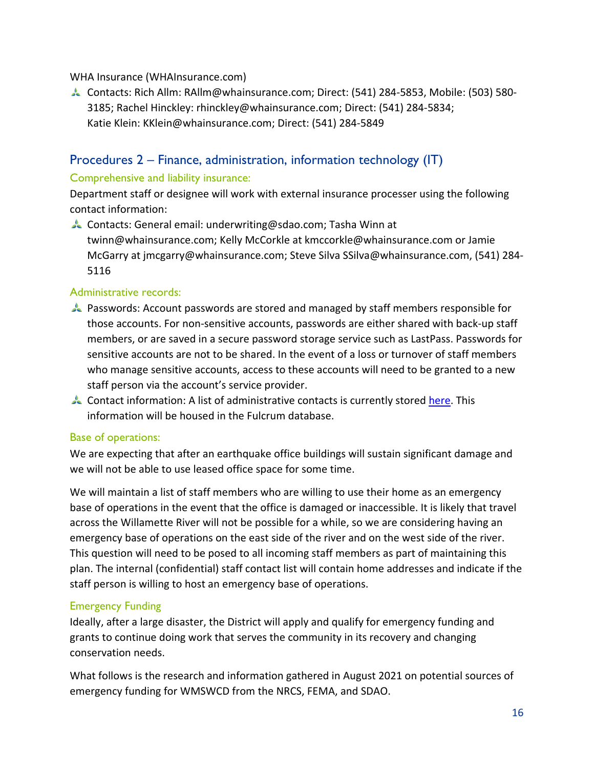WHA Insurance (WHAInsurance.com)

- Contacts: Rich Allm: RAllm@whainsurance.com; Direct: (541) 284-5853, Mobile: (503) 580-3185; Rachel Hinckley: rhinckley@whainsurance.com; Direct: (541) 284-5834; Katie Klein: KKlein@whainsurance.com; Direct: (541) 284-5849

## Procedures 2 – Finance, administration, information technology (IT)

### Comprehensive and liability insurance:

Department staff or designee will work with external insurance processer using the following contact information:

- Contacts: General email: underwriting@sdao.com; Tasha Winn at twinn@whainsurance.com; Kelly McCorkle at kmccorkle@whainsurance.com or Jamie McGarry at jmcgarry@whainsurance.com; Steve Silva SSilva@whainsurance.com, (541) 284-5116

### Administrative records:

- Passwords: Account passwords are stored and managed by staff members responsible for those accounts. For non-sensitive accounts, passwords are either shared with back-up staff members, or are saved in a secure password storage service such as LastPass. Passwords for sensitive accounts are not to be shared. In the event of a loss or turnover of staff members who manage sensitive accounts, access to these accounts will need to be granted to a new staff person via the account's service provider.
- Contact information: A list of administrative contacts is currently stored here. This information will be housed in the Fulcrum database.

### Base of operations:

We are expecting that after an earthquake office buildings will sustain significant damage and we will not be able to use leased office space for some time.

We will maintain a list of staff members who are willing to use their home as an emergency base of operations in the event that the office is damaged or inaccessible. It is likely that travel across the Willamette River will not be possible for a while, so we are considering having an emergency base of operations on the east side of the river and on the west side of the river. This question will need to be posed to all incoming staff members as part of maintaining this plan. The internal (confidential) staff contact list will contain home addresses and indicate if the staff person is willing to host an emergency base of operations.

### Emergency Funding

Ideally, after a large disaster, the District will apply and qualify for emergency funding and grants to continue doing work that serves the community in its recovery and changing conservation needs.

What follows is the research and information gathered in August 2021 on potential sources of emergency funding for WMSWCD from the NRCS, FEMA, and SDAO.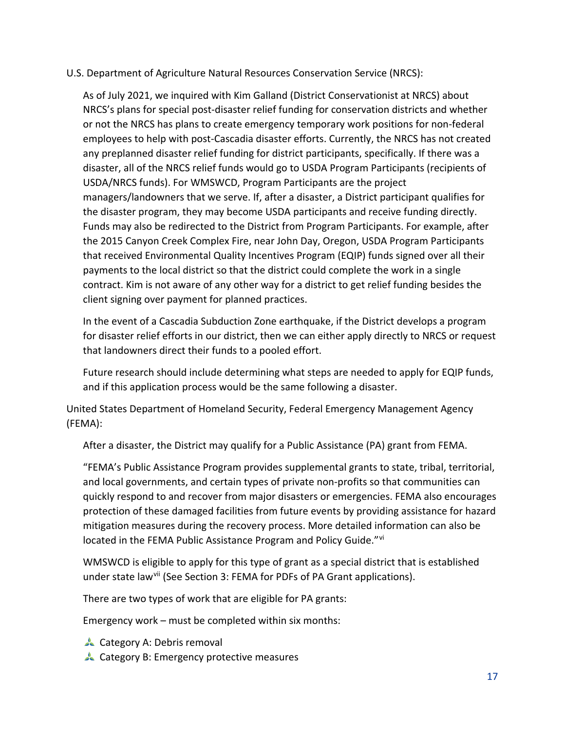U.S. Department of Agriculture Natural Resources Conservation Service (NRCS):

As of July 2021, we inquired with Kim Galland (District Conservationist at NRCS) about NRCS's plans for special post-disaster relief funding for conservation districts and whether or not the NRCS has plans to create emergency temporary work positions for non-federal employees to help with post-Cascadia disaster efforts. Currently, the NRCS has not created any preplanned disaster relief funding for district participants, specifically. If there was a disaster, all of the NRCS relief funds would go to USDA Program Participants (recipients of USDA/NRCS funds). For WMSWCD, Program Participants are the project managers/landowners that we serve. If, after a disaster, a District participant qualifies for the disaster program, they may become USDA participants and receive funding directly. Funds may also be redirected to the District from Program Participants. For example, after the 2015 Canyon Creek Complex Fire, near John Day, Oregon, USDA Program Participants that received Environmental Quality Incentives Program (EQIP) funds signed over all their payments to the local district so that the district could complete the work in a single contract. Kim is not aware of any other way for a district to get relief funding besides the client signing over payment for planned practices.

In the event of a Cascadia Subduction Zone earthquake, if the District develops a program for disaster relief efforts in our district, then we can either apply directly to NRCS or request that landowners direct their funds to a pooled effort.

Future research should include determining what steps are needed to apply for EQIP funds, and if this application process would be the same following a disaster.

United States Department of Homeland Security, Federal Emergency Management Agency (FEMA):

After a disaster, the District may qualify for a Public Assistance (PA) grant from FEMA.

"FEMA's Public Assistance Program provides supplemental grants to state, tribal, territorial, and local governments, and certain types of private non-profits so that communities can quickly respond to and recover from major disasters or emergencies. FEMA also encourages protection of these damaged facilities from future events by providing assistance for hazard mitigation measures during the recovery process. More detailed information can also be located in the FEMA Public Assistance Program and Policy Guide."[vi]

WMSWCD is eligible to apply for this type of grant as a special district that is established under state law[vii] (See Section 3: FEMA for PDFs of PA Grant applications).

There are two types of work that are eligible for PA grants:

Emergency work – must be completed within six months:

- Category A: Debris removal
- Category B: Emergency protective measures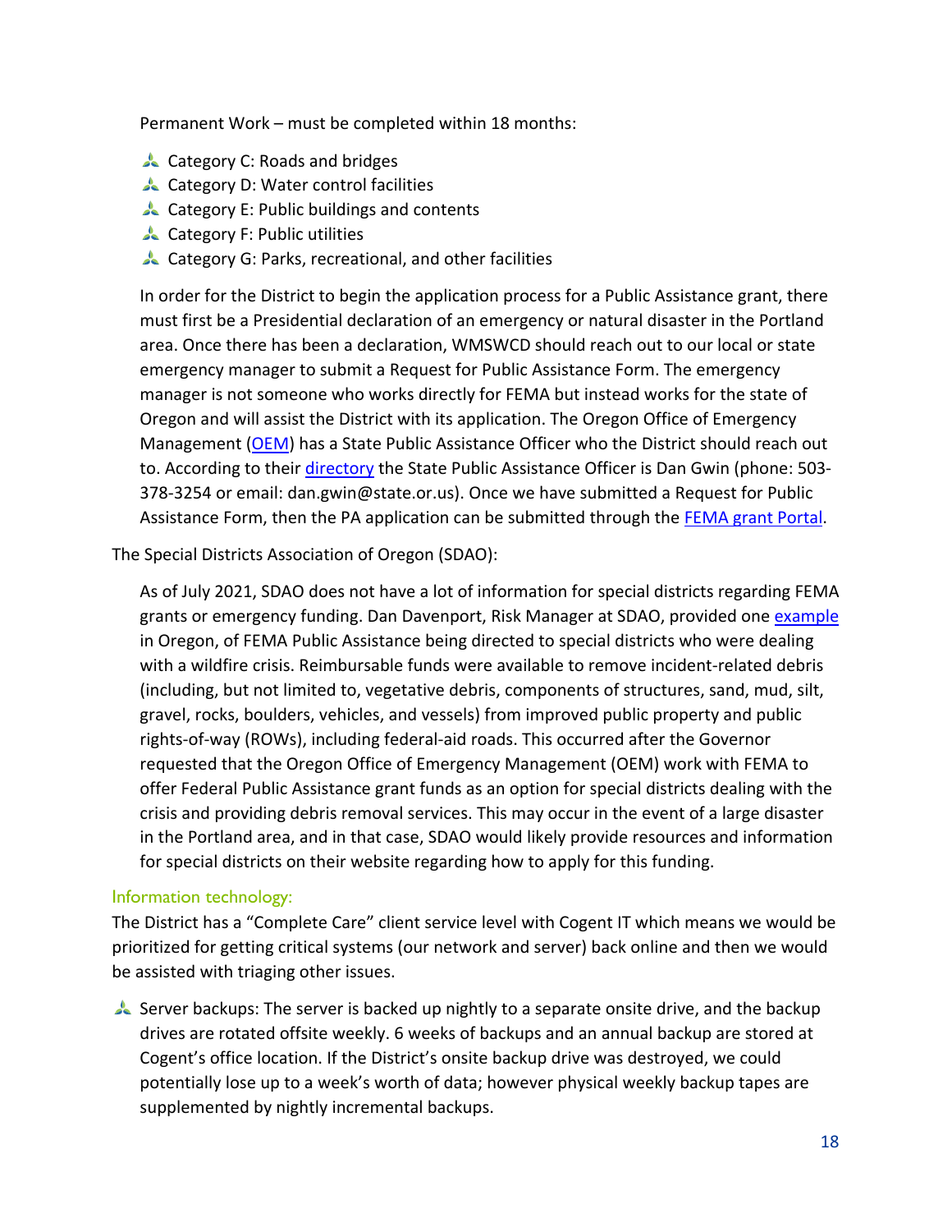Permanent Work – must be completed within 18 months:

- Category C: Roads and bridges
- Category D: Water control facilities
- Category E: Public buildings and contents
- Category F: Public utilities
- Category G: Parks, recreational, and other facilities

In order for the District to begin the application process for a Public Assistance grant, there must first be a Presidential declaration of an emergency or natural disaster in the Portland area. Once there has been a declaration, WMSWCD should reach out to our local or state emergency manager to submit a Request for Public Assistance Form. The emergency manager is not someone who works directly for FEMA but instead works for the state of Oregon and will assist the District with its application. The Oregon Office of Emergency Management (OEM) has a State Public Assistance Officer who the District should reach out to. According to their directory the State Public Assistance Officer is Dan Gwin (phone: 503-378-3254 or email: dan.gwin@state.or.us). Once we have submitted a Request for Public Assistance Form, then the PA application can be submitted through the FEMA grant Portal.

The Special Districts Association of Oregon (SDAO):

As of July 2021, SDAO does not have a lot of information for special districts regarding FEMA grants or emergency funding. Dan Davenport, Risk Manager at SDAO, provided one example in Oregon, of FEMA Public Assistance being directed to special districts who were dealing with a wildfire crisis. Reimbursable funds were available to remove incident-related debris (including, but not limited to, vegetative debris, components of structures, sand, mud, silt, gravel, rocks, boulders, vehicles, and vessels) from improved public property and public rights-of-way (ROWs), including federal-aid roads. This occurred after the Governor requested that the Oregon Office of Emergency Management (OEM) work with FEMA to offer Federal Public Assistance grant funds as an option for special districts dealing with the crisis and providing debris removal services. This may occur in the event of a large disaster in the Portland area, and in that case, SDAO would likely provide resources and information for special districts on their website regarding how to apply for this funding.

### Information technology:

The District has a "Complete Care" client service level with Cogent IT which means we would be prioritized for getting critical systems (our network and server) back online and then we would be assisted with triaging other issues.

- Server backups: The server is backed up nightly to a separate onsite drive, and the backup drives are rotated offsite weekly. 6 weeks of backups and an annual backup are stored at Cogent's office location. If the District's onsite backup drive was destroyed, we could potentially lose up to a week's worth of data; however physical weekly backup tapes are supplemented by nightly incremental backups.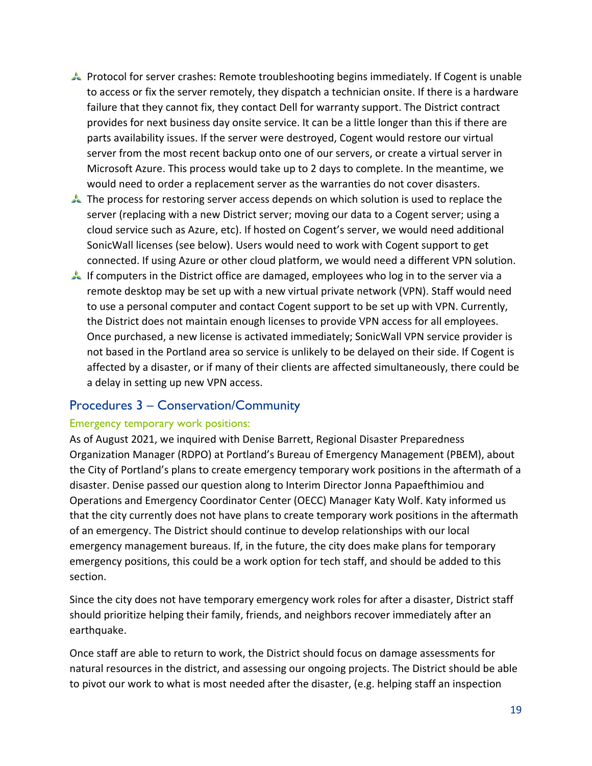- Protocol for server crashes: Remote troubleshooting begins immediately. If Cogent is unable to access or fix the server remotely, they dispatch a technician onsite. If there is a hardware failure that they cannot fix, they contact Dell for warranty support. The District contract provides for next business day onsite service. It can be a little longer than this if there are parts availability issues. If the server were destroyed, Cogent would restore our virtual server from the most recent backup onto one of our servers, or create a virtual server in Microsoft Azure. This process would take up to 2 days to complete. In the meantime, we would need to order a replacement server as the warranties do not cover disasters.
- The process for restoring server access depends on which solution is used to replace the server (replacing with a new District server; moving our data to a Cogent server; using a cloud service such as Azure, etc). If hosted on Cogent's server, we would need additional SonicWall licenses (see below). Users would need to work with Cogent support to get connected. If using Azure or other cloud platform, we would need a different VPN solution.
- If computers in the District office are damaged, employees who log in to the server via a remote desktop may be set up with a new virtual private network (VPN). Staff would need to use a personal computer and contact Cogent support to be set up with VPN. Currently, the District does not maintain enough licenses to provide VPN access for all employees. Once purchased, a new license is activated immediately; SonicWall VPN service provider is not based in the Portland area so service is unlikely to be delayed on their side. If Cogent is affected by a disaster, or if many of their clients are affected simultaneously, there could be a delay in setting up new VPN access.

## Procedures 3 – Conservation/Community

### Emergency temporary work positions:

As of August 2021, we inquired with Denise Barrett, Regional Disaster Preparedness Organization Manager (RDPO) at Portland's Bureau of Emergency Management (PBEM), about the City of Portland's plans to create emergency temporary work positions in the aftermath of a disaster. Denise passed our question along to Interim Director Jonna Papaefthimiou and Operations and Emergency Coordinator Center (OECC) Manager Katy Wolf. Katy informed us that the city currently does not have plans to create temporary work positions in the aftermath of an emergency. The District should continue to develop relationships with our local emergency management bureaus. If, in the future, the city does make plans for temporary emergency positions, this could be a work option for tech staff, and should be added to this section.

Since the city does not have temporary emergency work roles for after a disaster, District staff should prioritize helping their family, friends, and neighbors recover immediately after an earthquake.

Once staff are able to return to work, the District should focus on damage assessments for natural resources in the district, and assessing our ongoing projects. The District should be able to pivot our work to what is most needed after the disaster, (e.g. helping staff an inspection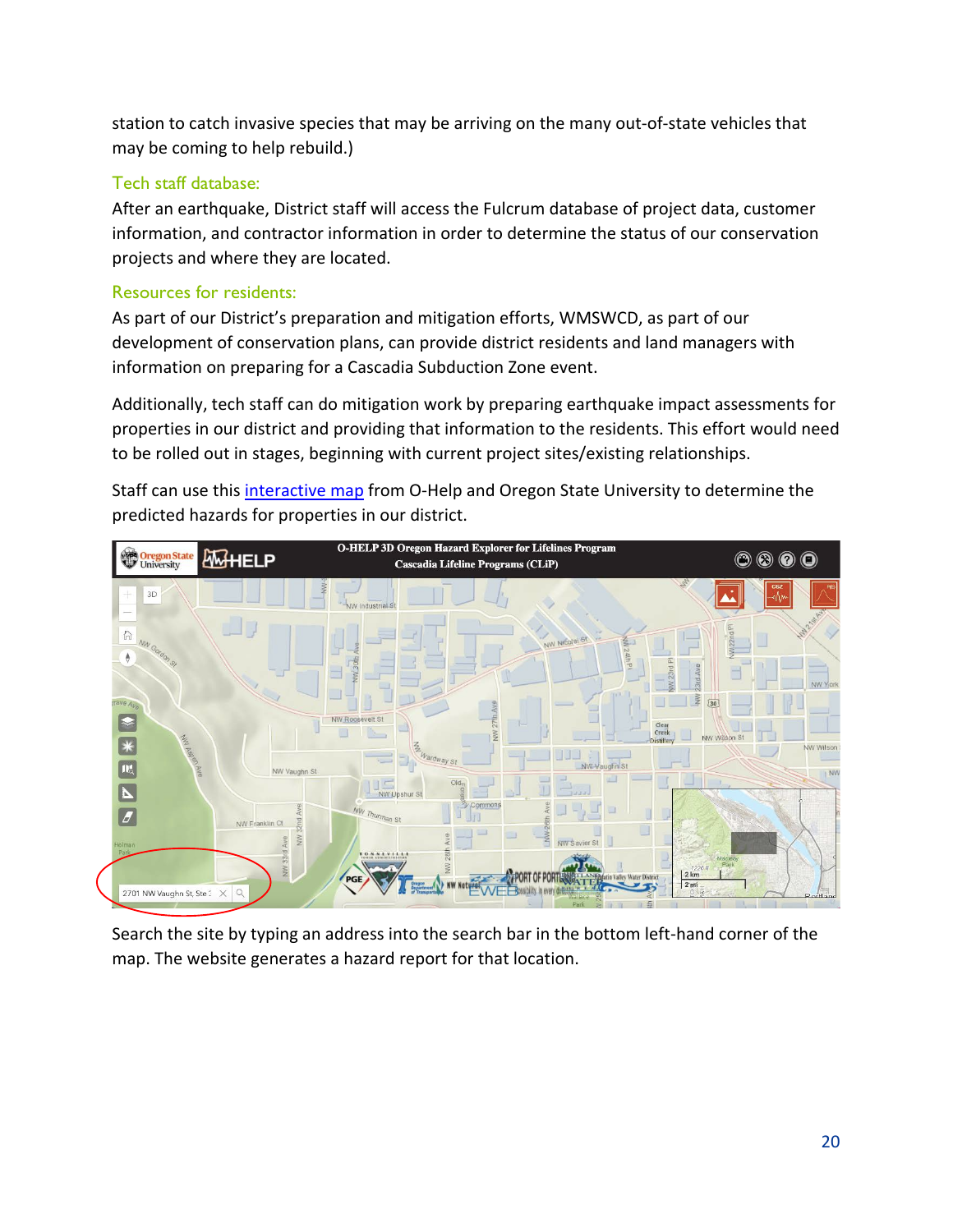station to catch invasive species that may be arriving on the many out-of-state vehicles that may be coming to help rebuild.)

### Tech staff database:

After an earthquake, District staff will access the Fulcrum database of project data, customer information, and contractor information in order to determine the status of our conservation projects and where they are located.

### Resources for residents:

As part of our District's preparation and mitigation efforts, WMSWCD, as part of our development of conservation plans, can provide district residents and land managers with information on preparing for a Cascadia Subduction Zone event.

Additionally, tech staff can do mitigation work by preparing earthquake impact assessments for properties in our district and providing that information to the residents. This effort would need to be rolled out in stages, beginning with current project sites/existing relationships.

Staff can use this interactive map from O-Help and Oregon State University to determine the predicted hazards for properties in our district.

Search the site by typing an address into the search bar in the bottom left-hand corner of the map. The website generates a hazard report for that location.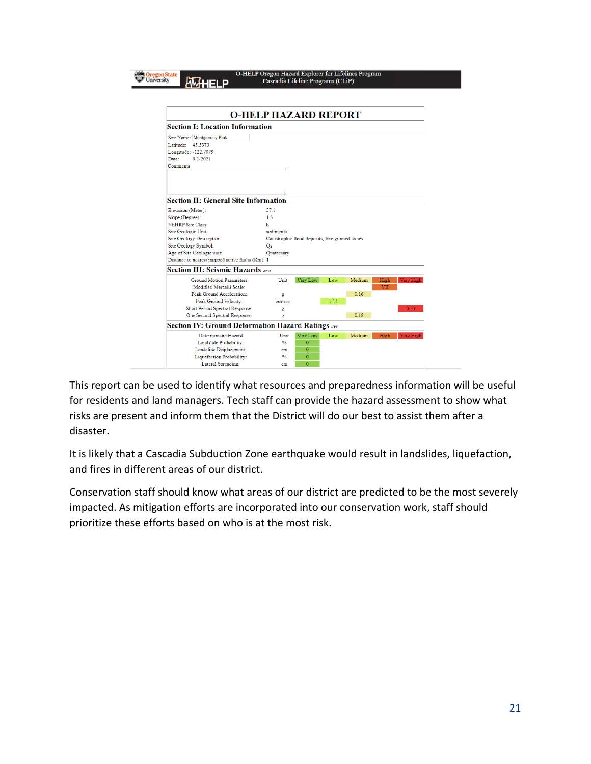O-HELP Oregon Hazard Explorer for Lifelines Program
Cascadia Lifeline Programs (CLiP)

## O-HELP HAZARD REPORT

### Section I: Location Information

Site Name: Montgomery Park
Latitude: 45.5375
Longitude: -122.7079
Date: 9/1/2021
Comments

### Section II: General Site Information

| | |
|---|---|
| Elevation (Meter): | 27.1 |
| Slope (Degree): | 1.3 |
| NEHRP Site Class: | E |
| Site Geologic Unit: | sediments |
| Site Geology Description: | Catastrophic flood deposits, fine grained facies |
| Site Geology Symbol: | Qs |
| Age of Site Geologic unit: | Quaternary |
| Distance to nearest mapped active faults (Km): | 1 |

### Section III: Seismic Hazards -test

| Ground Motion Parameters | Unit | Very Low | Low | Medium | High | Very High |
|---|---|---|---|---|---|---|
| Modified Mercalli Scale: | | | | | VII | |
| Peak Ground Acceleration: | g | | | 0.16 | | |
| Peak Ground Velocity: | cm/sec | | 17.4 | | | |
| Short Period Spectral Response: | g | | | | | 0.33 |
| One Second Spectral Response: | g | | | 0.18 | | |

### Section IV: Ground Deformation Hazard Ratings -test

| Deterministic Hazard | Unit | Very Low | Low | Medium | High | Very High |
|---|---|---|---|---|---|---|
| Landslide Probability: | % | 0 | | | | |
| Landslide Displacement: | cm | 0 | | | | |
| Liquefaction Probability: | % | 0 | | | | |
| Lateral Spreading: | cm | 0 | | | | |

This report can be used to identify what resources and preparedness information will be useful for residents and land managers. Tech staff can provide the hazard assessment to show what risks are present and inform them that the District will do our best to assist them after a disaster.

It is likely that a Cascadia Subduction Zone earthquake would result in landslides, liquefaction, and fires in different areas of our district.

Conservation staff should know what areas of our district are predicted to be the most severely impacted. As mitigation efforts are incorporated into our conservation work, staff should prioritize these efforts based on who is at the most risk.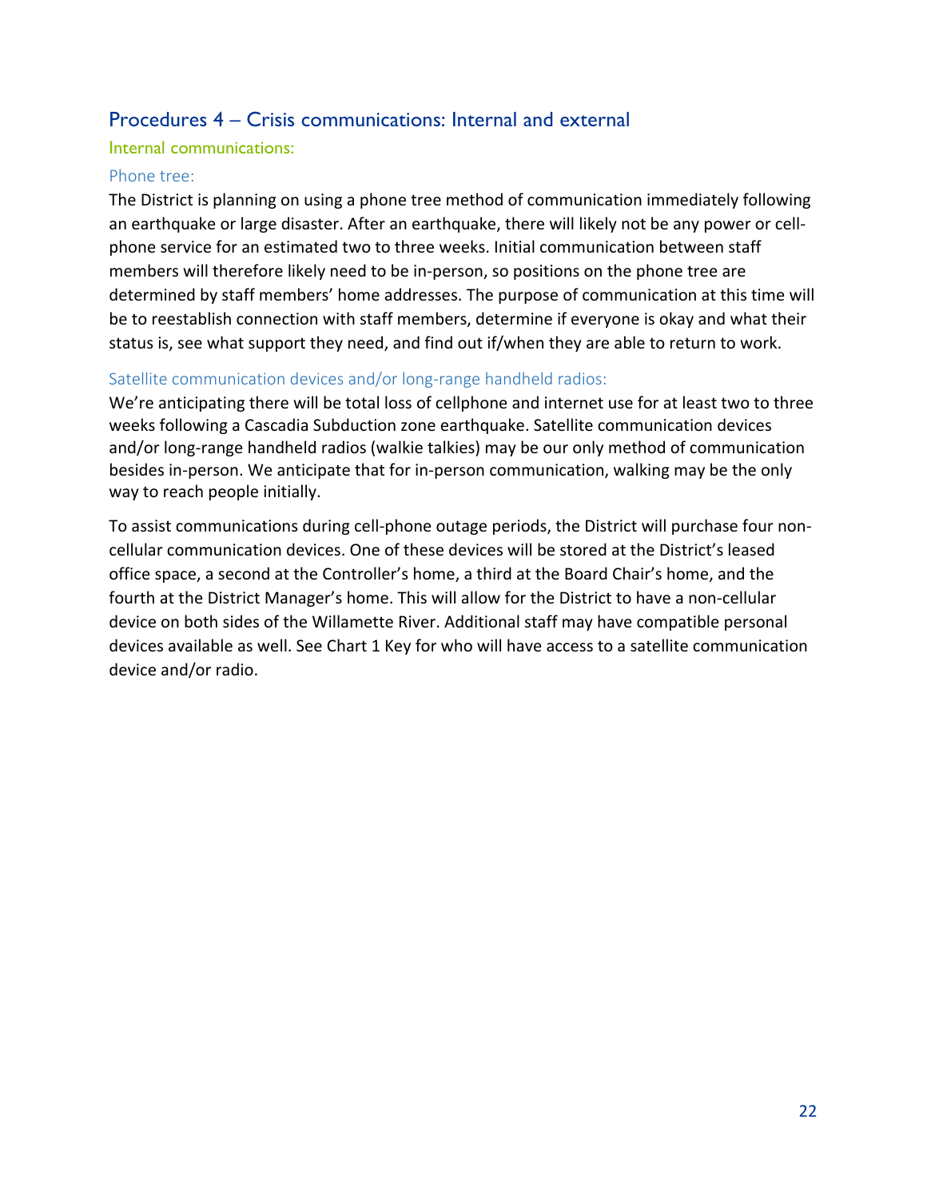## Procedures 4 – Crisis communications: Internal and external

### Internal communications:

#### Phone tree:

The District is planning on using a phone tree method of communication immediately following an earthquake or large disaster. After an earthquake, there will likely not be any power or cell-phone service for an estimated two to three weeks. Initial communication between staff members will therefore likely need to be in-person, so positions on the phone tree are determined by staff members' home addresses. The purpose of communication at this time will be to reestablish connection with staff members, determine if everyone is okay and what their status is, see what support they need, and find out if/when they are able to return to work.

#### Satellite communication devices and/or long-range handheld radios:

We're anticipating there will be total loss of cellphone and internet use for at least two to three weeks following a Cascadia Subduction zone earthquake. Satellite communication devices and/or long-range handheld radios (walkie talkies) may be our only method of communication besides in-person. We anticipate that for in-person communication, walking may be the only way to reach people initially.

To assist communications during cell-phone outage periods, the District will purchase four non-cellular communication devices. One of these devices will be stored at the District's leased office space, a second at the Controller's home, a third at the Board Chair's home, and the fourth at the District Manager's home. This will allow for the District to have a non-cellular device on both sides of the Willamette River. Additional staff may have compatible personal devices available as well. See Chart 1 Key for who will have access to a satellite communication device and/or radio.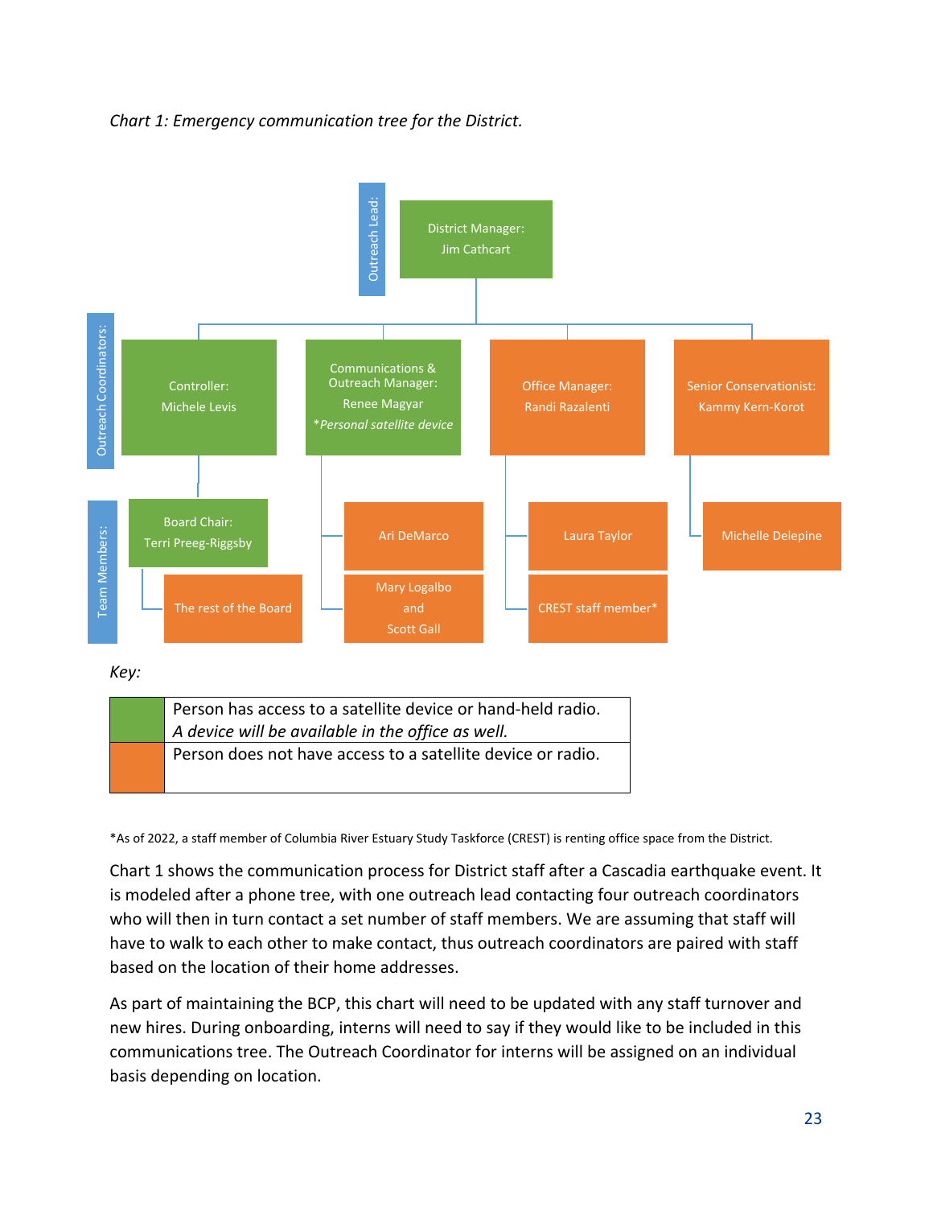*Chart 1: Emergency communication tree for the District.*

**Outreach Lead:**

- District Manager: Jim Cathcart

**Outreach Coordinators:**

- Controller: Michele Levis
- Communications & Outreach Manager: Renee Magyar *\*Personal satellite device*
- Office Manager: Randi Razalenti
- Senior Conservationist: Kammy Kern-Korot

**Team Members:**

- Controller: Michele Levis → Board Chair: Terri Preeg-Riggsby → The rest of the Board
- Communications & Outreach Manager: Renee Magyar → Ari DeMarco; Mary Logalbo and Scott Gall
- Office Manager: Randi Razalenti → Laura Taylor; CREST staff member*
- Senior Conservationist: Kammy Kern-Korot → Michelle Delepine

*Key:*

| Color | Meaning |
|---|---|
| Green | Person has access to a satellite device or hand-held radio. *A device will be available in the office as well.* |
| Orange | Person does not have access to a satellite device or radio. |

*As of 2022, a staff member of Columbia River Estuary Study Taskforce (CREST) is renting office space from the District.

Chart 1 shows the communication process for District staff after a Cascadia earthquake event. It is modeled after a phone tree, with one outreach lead contacting four outreach coordinators who will then in turn contact a set number of staff members. We are assuming that staff will have to walk to each other to make contact, thus outreach coordinators are paired with staff based on the location of their home addresses.

As part of maintaining the BCP, this chart will need to be updated with any staff turnover and new hires. During onboarding, interns will need to say if they would like to be included in this communications tree. The Outreach Coordinator for interns will be assigned on an individual basis depending on location.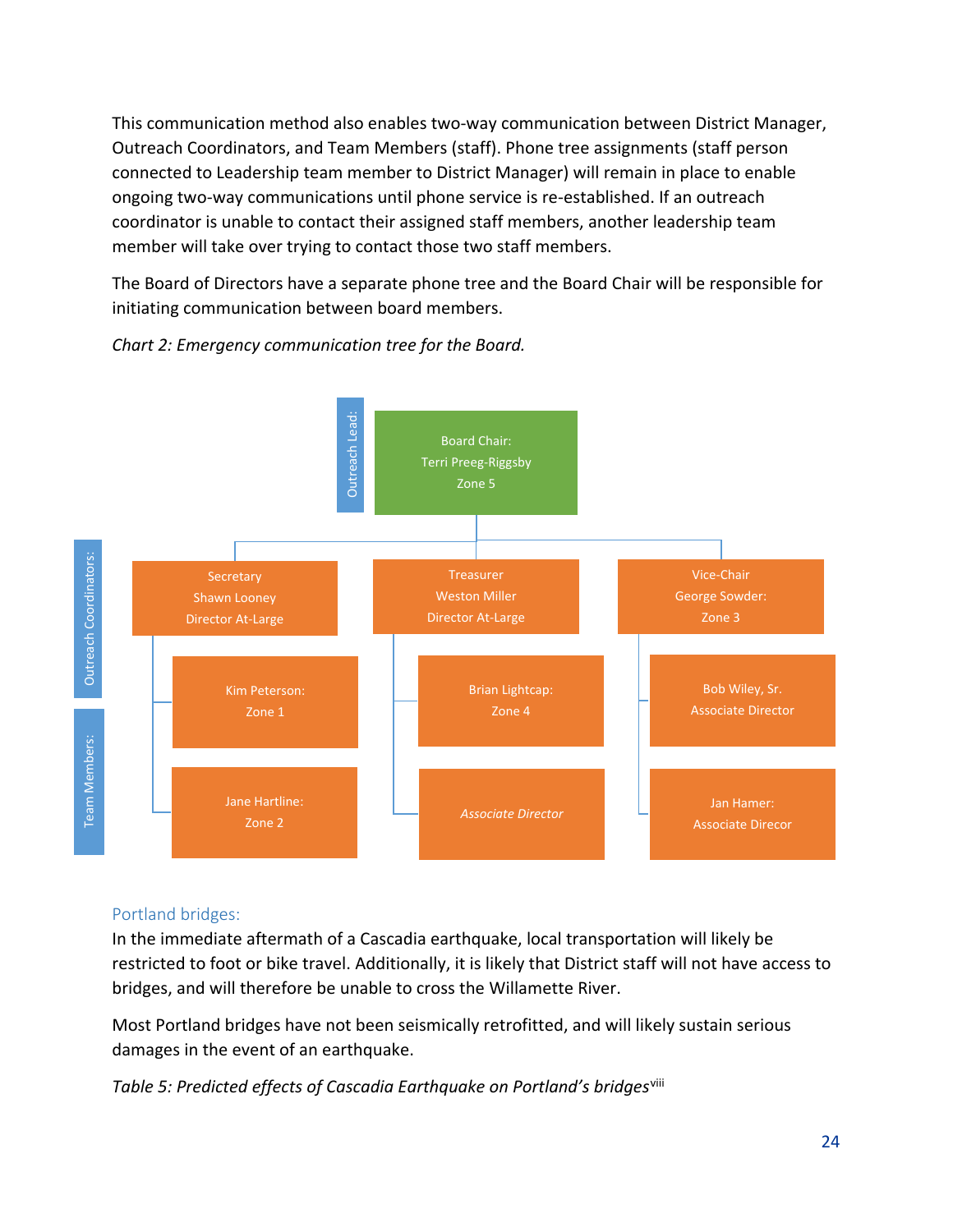This communication method also enables two-way communication between District Manager, Outreach Coordinators, and Team Members (staff). Phone tree assignments (staff person connected to Leadership team member to District Manager) will remain in place to enable ongoing two-way communications until phone service is re-established. If an outreach coordinator is unable to contact their assigned staff members, another leadership team member will take over trying to contact those two staff members.

The Board of Directors have a separate phone tree and the Board Chair will be responsible for initiating communication between board members.

*Chart 2: Emergency communication tree for the Board.*

**Outreach Lead:**

- Board Chair: Terri Preeg-Riggsby, Zone 5

**Outreach Coordinators:**

- Secretary: Shawn Looney, Director At-Large
- Treasurer: Weston Miller, Director At-Large
- Vice-Chair: George Sowder, Zone 3

**Team Members:**

- Under Secretary Shawn Looney:
  - Kim Peterson: Zone 1
  - Jane Hartline: Zone 2
- Under Treasurer Weston Miller:
  - Brian Lightcap: Zone 4
  - *Associate Director*
- Under Vice-Chair George Sowder:
  - Bob Wiley, Sr.: Associate Director
  - Jan Hamer: Associate Direcor

## Portland bridges:

In the immediate aftermath of a Cascadia earthquake, local transportation will likely be restricted to foot or bike travel. Additionally, it is likely that District staff will not have access to bridges, and will therefore be unable to cross the Willamette River.

Most Portland bridges have not been seismically retrofitted, and will likely sustain serious damages in the event of an earthquake.

*Table 5: Predicted effects of Cascadia Earthquake on Portland's bridges*[viii]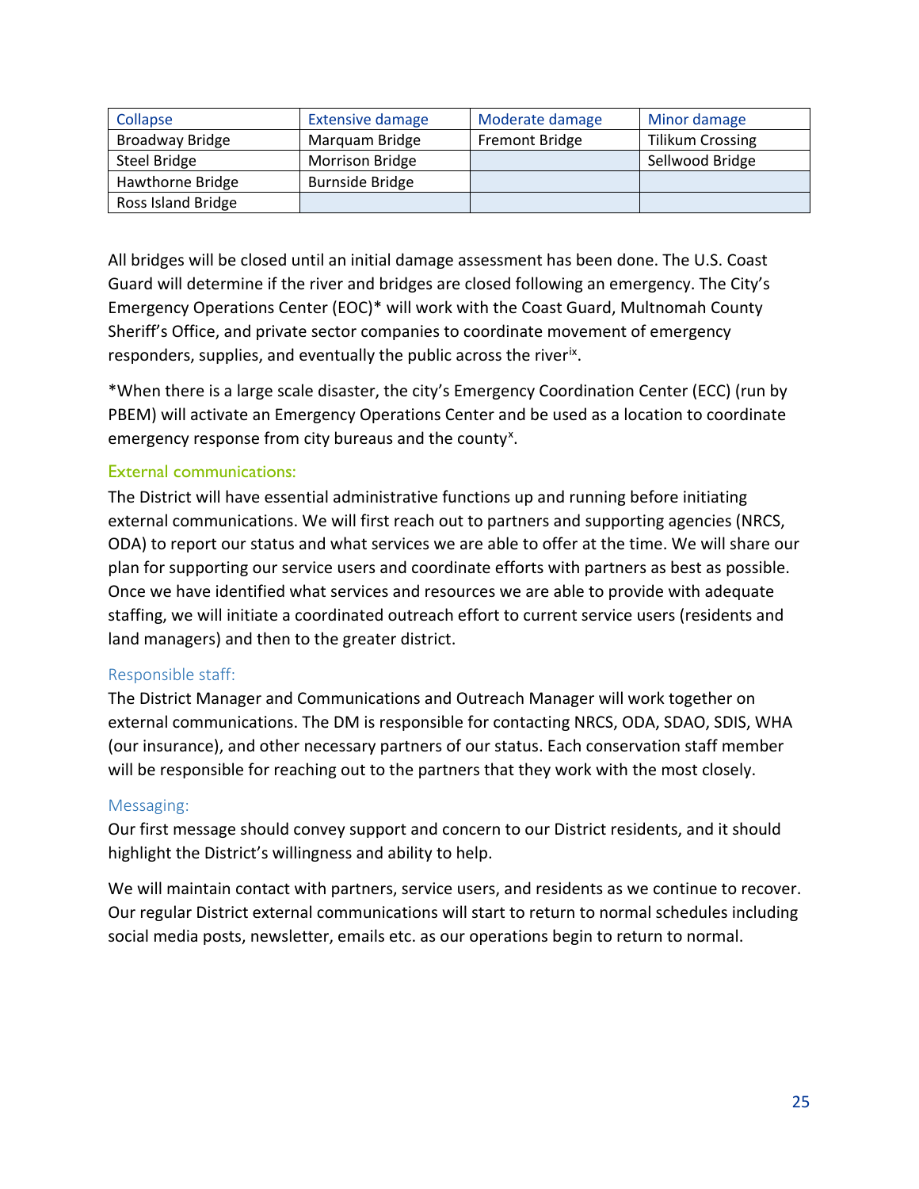| Collapse | Extensive damage | Moderate damage | Minor damage |
|---|---|---|---|
| Broadway Bridge | Marquam Bridge | Fremont Bridge | Tilikum Crossing |
| Steel Bridge | Morrison Bridge | | Sellwood Bridge |
| Hawthorne Bridge | Burnside Bridge | | |
| Ross Island Bridge | | | |

All bridges will be closed until an initial damage assessment has been done. The U.S. Coast Guard will determine if the river and bridges are closed following an emergency. The City's Emergency Operations Center (EOC)* will work with the Coast Guard, Multnomah County Sheriff's Office, and private sector companies to coordinate movement of emergency responders, supplies, and eventually the public across the river[ix].

*When there is a large scale disaster, the city's Emergency Coordination Center (ECC) (run by PBEM) will activate an Emergency Operations Center and be used as a location to coordinate emergency response from city bureaus and the county[x].

### External communications:

The District will have essential administrative functions up and running before initiating external communications. We will first reach out to partners and supporting agencies (NRCS, ODA) to report our status and what services we are able to offer at the time. We will share our plan for supporting our service users and coordinate efforts with partners as best as possible. Once we have identified what services and resources we are able to provide with adequate staffing, we will initiate a coordinated outreach effort to current service users (residents and land managers) and then to the greater district.

#### Responsible staff:

The District Manager and Communications and Outreach Manager will work together on external communications. The DM is responsible for contacting NRCS, ODA, SDAO, SDIS, WHA (our insurance), and other necessary partners of our status. Each conservation staff member will be responsible for reaching out to the partners that they work with the most closely.

#### Messaging:

Our first message should convey support and concern to our District residents, and it should highlight the District's willingness and ability to help.

We will maintain contact with partners, service users, and residents as we continue to recover. Our regular District external communications will start to return to normal schedules including social media posts, newsletter, emails etc. as our operations begin to return to normal.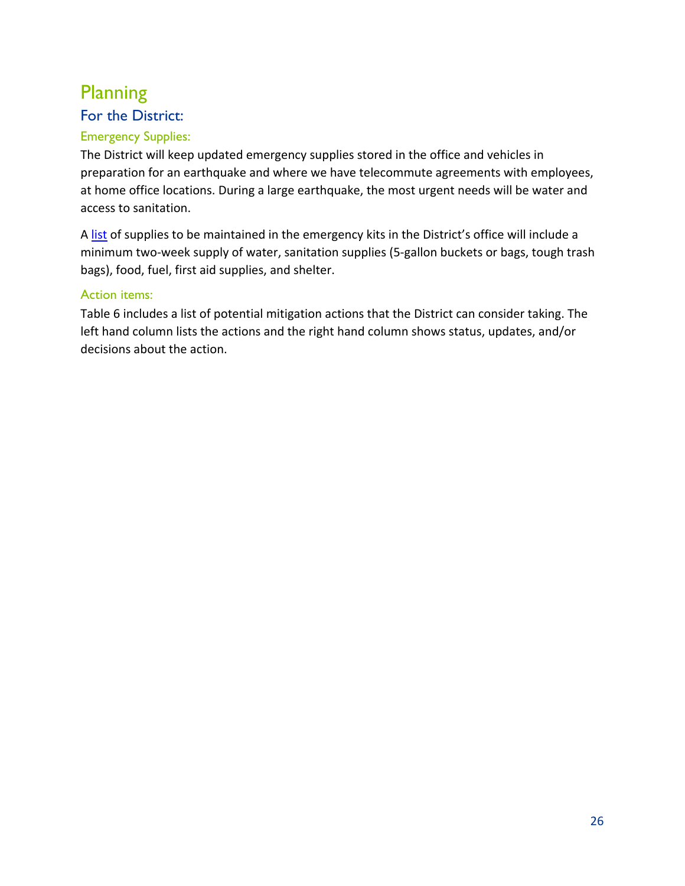# Planning

## For the District:

### Emergency Supplies:

The District will keep updated emergency supplies stored in the office and vehicles in preparation for an earthquake and where we have telecommute agreements with employees, at home office locations. During a large earthquake, the most urgent needs will be water and access to sanitation.

A list of supplies to be maintained in the emergency kits in the District's office will include a minimum two-week supply of water, sanitation supplies (5-gallon buckets or bags, tough trash bags), food, fuel, first aid supplies, and shelter.

### Action items:

Table 6 includes a list of potential mitigation actions that the District can consider taking. The left hand column lists the actions and the right hand column shows status, updates, and/or decisions about the action.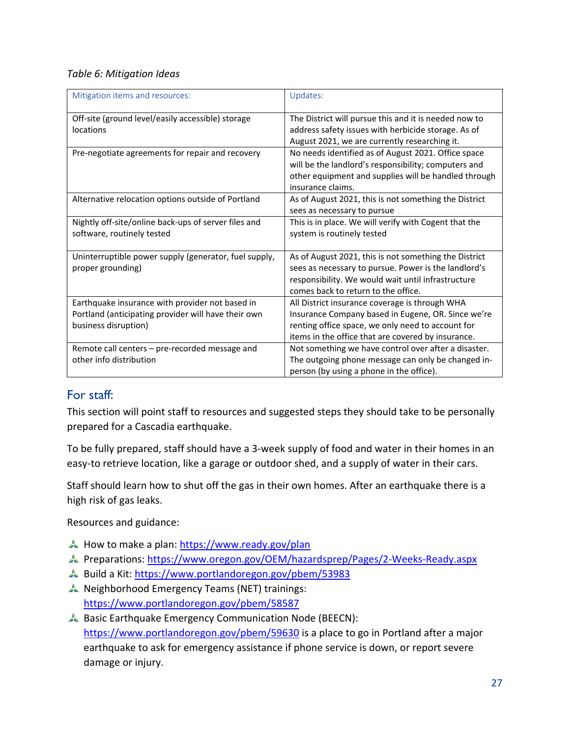*Table 6: Mitigation Ideas*

| Mitigation items and resources: | Updates: |
|---|---|
| Off-site (ground level/easily accessible) storage locations | The District will pursue this and it is needed now to address safety issues with herbicide storage. As of August 2021, we are currently researching it. |
| Pre-negotiate agreements for repair and recovery | No needs identified as of August 2021. Office space will be the landlord's responsibility; computers and other equipment and supplies will be handled through insurance claims. |
| Alternative relocation options outside of Portland | As of August 2021, this is not something the District sees as necessary to pursue |
| Nightly off-site/online back-ups of server files and software, routinely tested | This is in place. We will verify with Cogent that the system is routinely tested |
| Uninterruptible power supply (generator, fuel supply, proper grounding) | As of August 2021, this is not something the District sees as necessary to pursue. Power is the landlord's responsibility. We would wait until infrastructure comes back to return to the office. |
| Earthquake insurance with provider not based in Portland (anticipating provider will have their own business disruption) | All District insurance coverage is through WHA Insurance Company based in Eugene, OR. Since we're renting office space, we only need to account for items in the office that are covered by insurance. |
| Remote call centers – pre-recorded message and other info distribution | Not something we have control over after a disaster. The outgoing phone message can only be changed in-person (by using a phone in the office). |

## For staff:

This section will point staff to resources and suggested steps they should take to be personally prepared for a Cascadia earthquake.

To be fully prepared, staff should have a 3-week supply of food and water in their homes in an easy-to retrieve location, like a garage or outdoor shed, and a supply of water in their cars.

Staff should learn how to shut off the gas in their own homes. After an earthquake there is a high risk of gas leaks.

Resources and guidance:

- How to make a plan: https://www.ready.gov/plan
- Preparations: https://www.oregon.gov/OEM/hazardsprep/Pages/2-Weeks-Ready.aspx
- Build a Kit: https://www.portlandoregon.gov/pbem/53983
- Neighborhood Emergency Teams (NET) trainings: https://www.portlandoregon.gov/pbem/58587
- Basic Earthquake Emergency Communication Node (BEECN): https://www.portlandoregon.gov/pbem/59630 is a place to go in Portland after a major earthquake to ask for emergency assistance if phone service is down, or report severe damage or injury.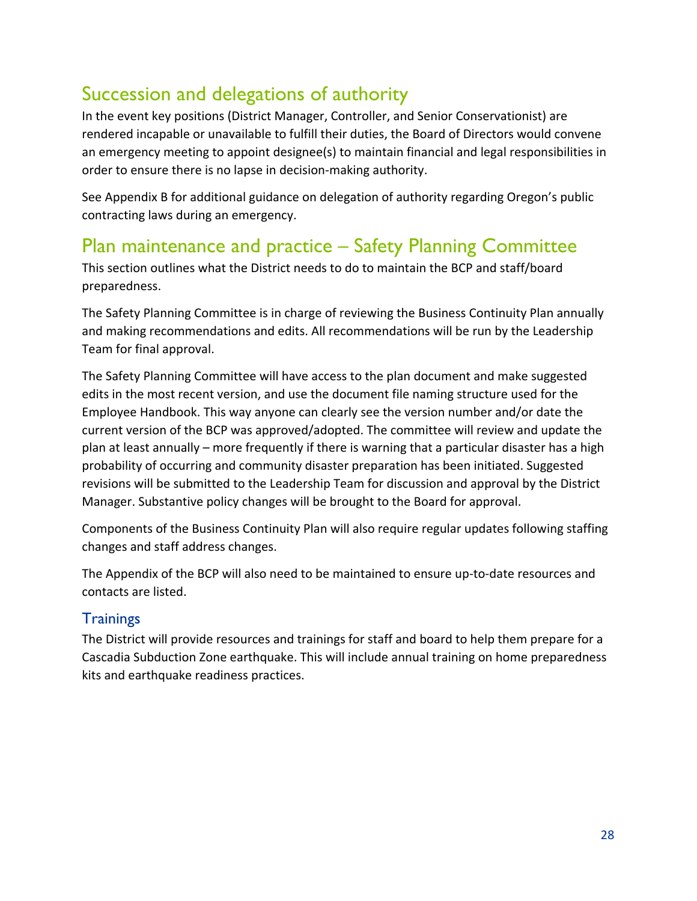## Succession and delegations of authority

In the event key positions (District Manager, Controller, and Senior Conservationist) are rendered incapable or unavailable to fulfill their duties, the Board of Directors would convene an emergency meeting to appoint designee(s) to maintain financial and legal responsibilities in order to ensure there is no lapse in decision-making authority.

See Appendix B for additional guidance on delegation of authority regarding Oregon's public contracting laws during an emergency.

## Plan maintenance and practice – Safety Planning Committee

This section outlines what the District needs to do to maintain the BCP and staff/board preparedness.

The Safety Planning Committee is in charge of reviewing the Business Continuity Plan annually and making recommendations and edits. All recommendations will be run by the Leadership Team for final approval.

The Safety Planning Committee will have access to the plan document and make suggested edits in the most recent version, and use the document file naming structure used for the Employee Handbook. This way anyone can clearly see the version number and/or date the current version of the BCP was approved/adopted. The committee will review and update the plan at least annually – more frequently if there is warning that a particular disaster has a high probability of occurring and community disaster preparation has been initiated. Suggested revisions will be submitted to the Leadership Team for discussion and approval by the District Manager. Substantive policy changes will be brought to the Board for approval.

Components of the Business Continuity Plan will also require regular updates following staffing changes and staff address changes.

The Appendix of the BCP will also need to be maintained to ensure up-to-date resources and contacts are listed.

### Trainings

The District will provide resources and trainings for staff and board to help them prepare for a Cascadia Subduction Zone earthquake. This will include annual training on home preparedness kits and earthquake readiness practices.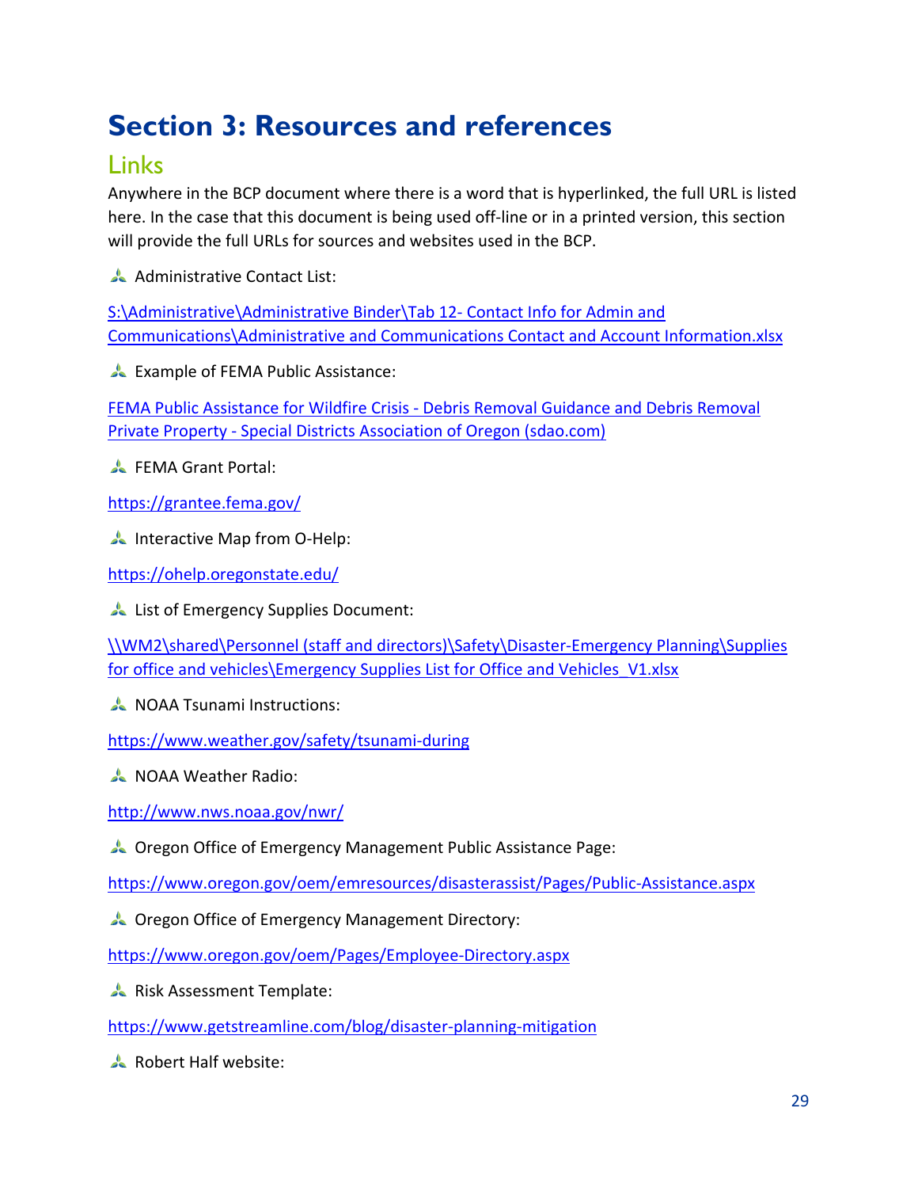# Section 3: Resources and references

## Links

Anywhere in the BCP document where there is a word that is hyperlinked, the full URL is listed here. In the case that this document is being used off-line or in a printed version, this section will provide the full URLs for sources and websites used in the BCP.

- Administrative Contact List:

S:\Administrative\Administrative Binder\Tab 12- Contact Info for Admin and Communications\Administrative and Communications Contact and Account Information.xlsx

- Example of FEMA Public Assistance:

FEMA Public Assistance for Wildfire Crisis - Debris Removal Guidance and Debris Removal Private Property - Special Districts Association of Oregon (sdao.com)

- FEMA Grant Portal:

https://grantee.fema.gov/

- Interactive Map from O-Help:

https://ohelp.oregonstate.edu/

- List of Emergency Supplies Document:

\\WM2\shared\Personnel (staff and directors)\Safety\Disaster-Emergency Planning\Supplies for office and vehicles\Emergency Supplies List for Office and Vehicles_V1.xlsx

- NOAA Tsunami Instructions:

https://www.weather.gov/safety/tsunami-during

- NOAA Weather Radio:

http://www.nws.noaa.gov/nwr/

- Oregon Office of Emergency Management Public Assistance Page:

https://www.oregon.gov/oem/emresources/disasterassist/Pages/Public-Assistance.aspx

- Oregon Office of Emergency Management Directory:

https://www.oregon.gov/oem/Pages/Employee-Directory.aspx

- Risk Assessment Template:

https://www.getstreamline.com/blog/disaster-planning-mitigation

- Robert Half website: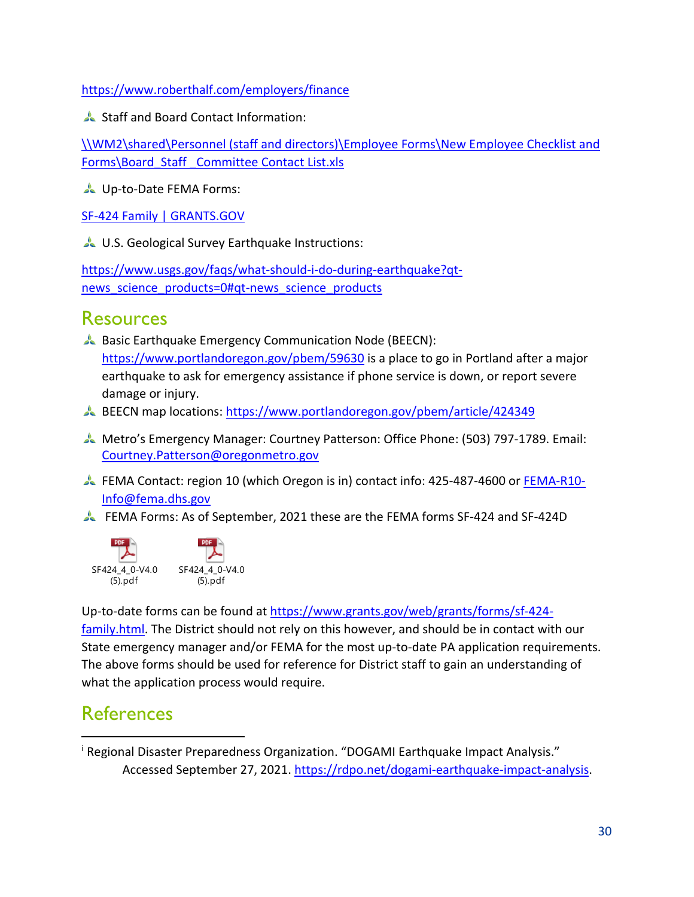https://www.roberthalf.com/employers/finance

- Staff and Board Contact Information:

\\WM2\shared\Personnel (staff and directors)\Employee Forms\New Employee Checklist and Forms\Board_Staff _Committee Contact List.xls

- Up-to-Date FEMA Forms:

SF-424 Family | GRANTS.GOV

- U.S. Geological Survey Earthquake Instructions:

https://www.usgs.gov/faqs/what-should-i-do-during-earthquake?qt-news_science_products=0#qt-news_science_products

## Resources

- Basic Earthquake Emergency Communication Node (BEECN): https://www.portlandoregon.gov/pbem/59630 is a place to go in Portland after a major earthquake to ask for emergency assistance if phone service is down, or report severe damage or injury.
- BEECN map locations: https://www.portlandoregon.gov/pbem/article/424349
- Metro's Emergency Manager: Courtney Patterson: Office Phone: (503) 797-1789. Email: Courtney.Patterson@oregonmetro.gov
- FEMA Contact: region 10 (which Oregon is in) contact info: 425-487-4600 or FEMA-R10-Info@fema.dhs.gov
- FEMA Forms: As of September, 2021 these are the FEMA forms SF-424 and SF-424D

SF424_4_0-V4.0 (5).pdf    SF424_4_0-V4.0 (5).pdf

Up-to-date forms can be found at https://www.grants.gov/web/grants/forms/sf-424-family.html. The District should not rely on this however, and should be in contact with our State emergency manager and/or FEMA for the most up-to-date PA application requirements. The above forms should be used for reference for District staff to gain an understanding of what the application process would require.

## References

[i] Regional Disaster Preparedness Organization. "DOGAMI Earthquake Impact Analysis." Accessed September 27, 2021. https://rdpo.net/dogami-earthquake-impact-analysis.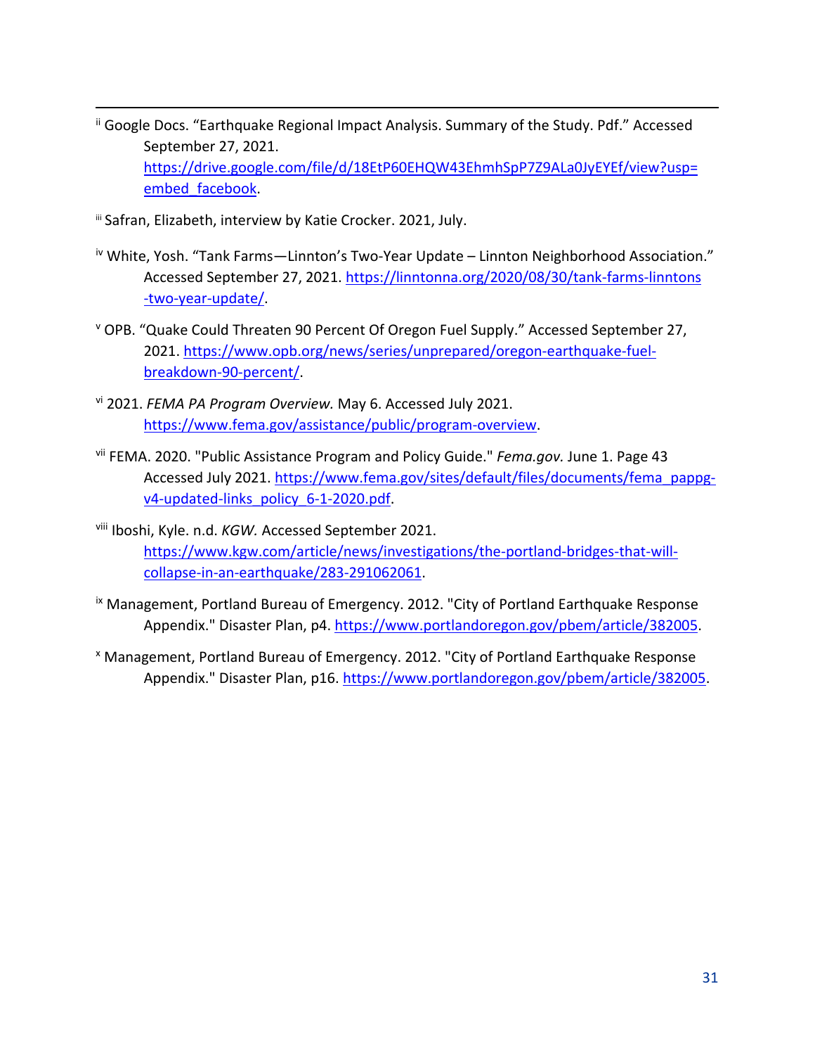[ii] Google Docs. “Earthquake Regional Impact Analysis. Summary of the Study. Pdf.” Accessed September 27, 2021. https://drive.google.com/file/d/18EtP60EHQW43EhmhSpP7Z9ALa0JyEYEf/view?usp=embed_facebook.

[iii] Safran, Elizabeth, interview by Katie Crocker. 2021, July.

[iv] White, Yosh. “Tank Farms—Linnton’s Two-Year Update – Linnton Neighborhood Association.” Accessed September 27, 2021. https://linntonna.org/2020/08/30/tank-farms-linntons-two-year-update/.

[v] OPB. “Quake Could Threaten 90 Percent Of Oregon Fuel Supply.” Accessed September 27, 2021. https://www.opb.org/news/series/unprepared/oregon-earthquake-fuel-breakdown-90-percent/.

[vi] 2021. *FEMA PA Program Overview.* May 6. Accessed July 2021. https://www.fema.gov/assistance/public/program-overview.

[vii] FEMA. 2020. "Public Assistance Program and Policy Guide." *Fema.gov.* June 1. Page 43 Accessed July 2021. https://www.fema.gov/sites/default/files/documents/fema_pappg-v4-updated-links_policy_6-1-2020.pdf.

[viii] Iboshi, Kyle. n.d. *KGW.* Accessed September 2021. https://www.kgw.com/article/news/investigations/the-portland-bridges-that-will-collapse-in-an-earthquake/283-291062061.

[ix] Management, Portland Bureau of Emergency. 2012. "City of Portland Earthquake Response Appendix." Disaster Plan, p4. https://www.portlandoregon.gov/pbem/article/382005.

[x] Management, Portland Bureau of Emergency. 2012. "City of Portland Earthquake Response Appendix." Disaster Plan, p16. https://www.portlandoregon.gov/pbem/article/382005.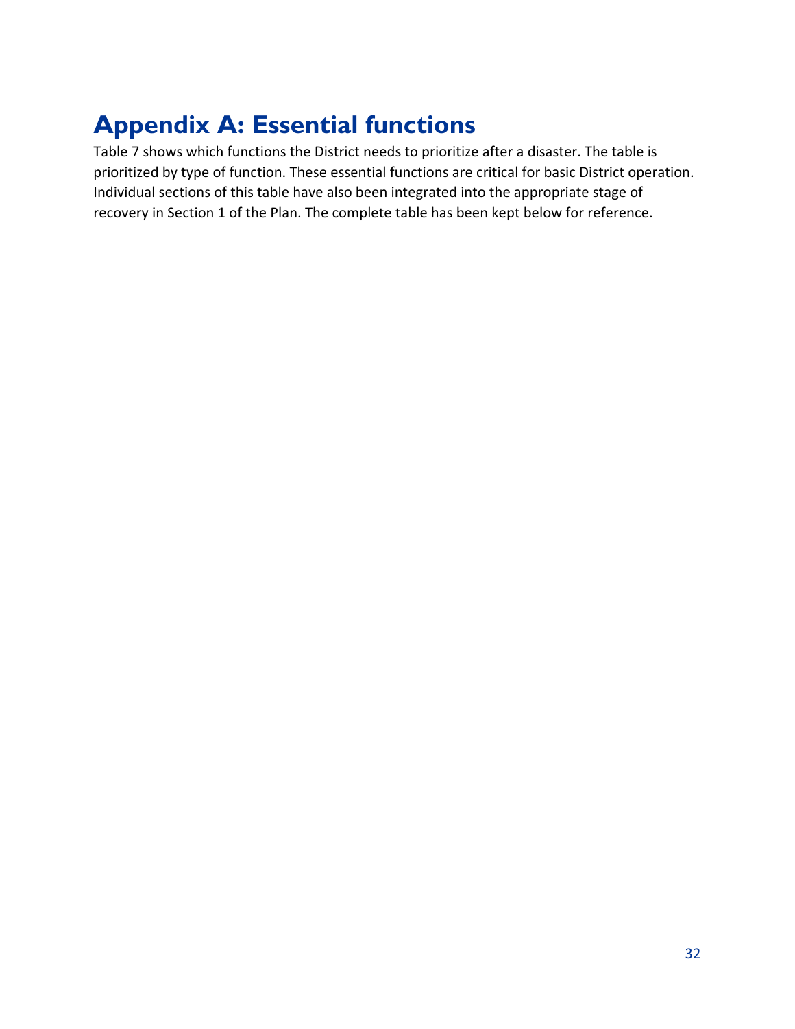# Appendix A: Essential functions

Table 7 shows which functions the District needs to prioritize after a disaster. The table is prioritized by type of function. These essential functions are critical for basic District operation. Individual sections of this table have also been integrated into the appropriate stage of recovery in Section 1 of the Plan. The complete table has been kept below for reference.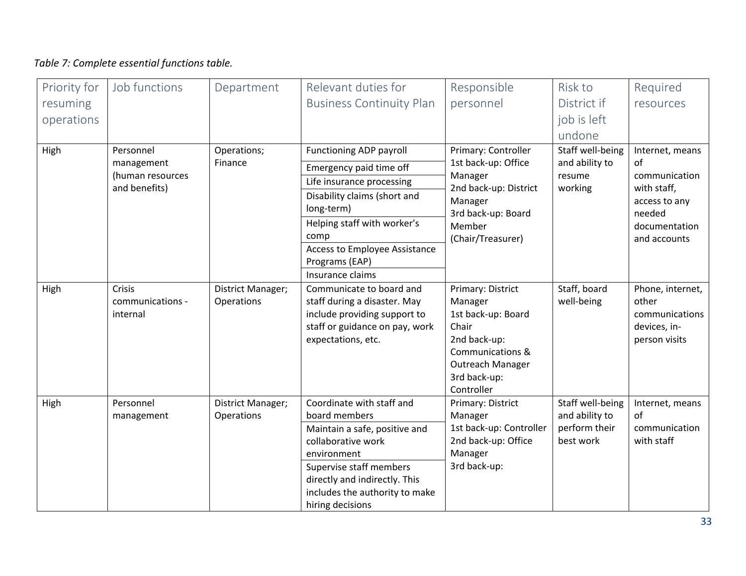*Table 7: Complete essential functions table.*

| Priority for resuming operations | Job functions | Department | Relevant duties for Business Continuity Plan | Responsible personnel | Risk to District if job is left undone | Required resources |
|---|---|---|---|---|---|---|
| High | Personnel management (human resources and benefits) | Operations; Finance | Functioning ADP payroll<br>Emergency paid time off<br>Life insurance processing<br>Disability claims (short and long-term)<br>Helping staff with worker's comp<br>Access to Employee Assistance Programs (EAP)<br>Insurance claims | Primary: Controller<br>1st back-up: Office Manager<br>2nd back-up: District Manager<br>3rd back-up: Board Member (Chair/Treasurer) | Staff well-being and ability to resume working | Internet, means of communication with staff, access to any needed documentation and accounts |
| High | Crisis communications - internal | District Manager; Operations | Communicate to board and staff during a disaster. May include providing support to staff or guidance on pay, work expectations, etc. | Primary: District Manager<br>1st back-up: Board Chair<br>2nd back-up: Communications & Outreach Manager<br>3rd back-up: Controller | Staff, board well-being | Phone, internet, other communications devices, in-person visits |
| High | Personnel management | District Manager; Operations | Coordinate with staff and board members<br>Maintain a safe, positive and collaborative work environment<br>Supervise staff members directly and indirectly. This includes the authority to make hiring decisions | Primary: District Manager<br>1st back-up: Controller<br>2nd back-up: Office Manager<br>3rd back-up: | Staff well-being and ability to perform their best work | Internet, means of communication with staff |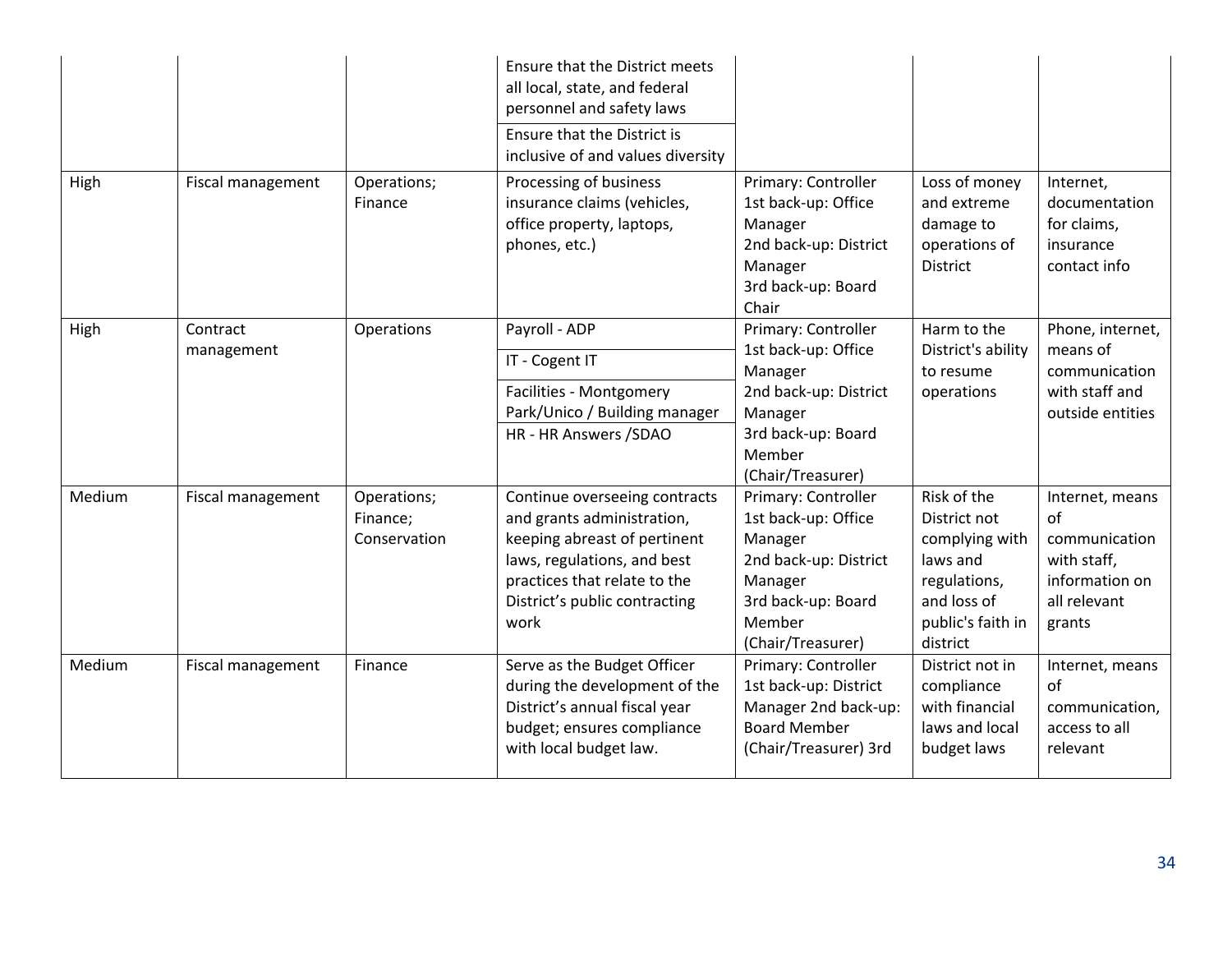| | | | | | | |
|---|---|---|---|---|---|---|
| | | | Ensure that the District meets all local, state, and federal personnel and safety laws<br>Ensure that the District is inclusive of and values diversity | | | |
| High | Fiscal management | Operations; Finance | Processing of business insurance claims (vehicles, office property, laptops, phones, etc.) | Primary: Controller<br>1st back-up: Office Manager<br>2nd back-up: District Manager<br>3rd back-up: Board Chair | Loss of money and extreme damage to operations of District | Internet, documentation for claims, insurance contact info |
| High | Contract management | Operations | Payroll - ADP<br>IT - Cogent IT<br>Facilities - Montgomery Park/Unico / Building manager<br>HR - HR Answers /SDAO | Primary: Controller<br>1st back-up: Office Manager<br>2nd back-up: District Manager<br>3rd back-up: Board Member (Chair/Treasurer) | Harm to the District's ability to resume operations | Phone, internet, means of communication with staff and outside entities |
| Medium | Fiscal management | Operations; Finance; Conservation | Continue overseeing contracts and grants administration, keeping abreast of pertinent laws, regulations, and best practices that relate to the District's public contracting work | Primary: Controller<br>1st back-up: Office Manager<br>2nd back-up: District Manager<br>3rd back-up: Board Member (Chair/Treasurer) | Risk of the District not complying with laws and regulations, and loss of public's faith in district | Internet, means of communication with staff, information on all relevant grants |
| Medium | Fiscal management | Finance | Serve as the Budget Officer during the development of the District's annual fiscal year budget; ensures compliance with local budget law. | Primary: Controller<br>1st back-up: District Manager 2nd back-up: Board Member (Chair/Treasurer) 3rd | District not in compliance with financial laws and local budget laws | Internet, means of communication, access to all relevant |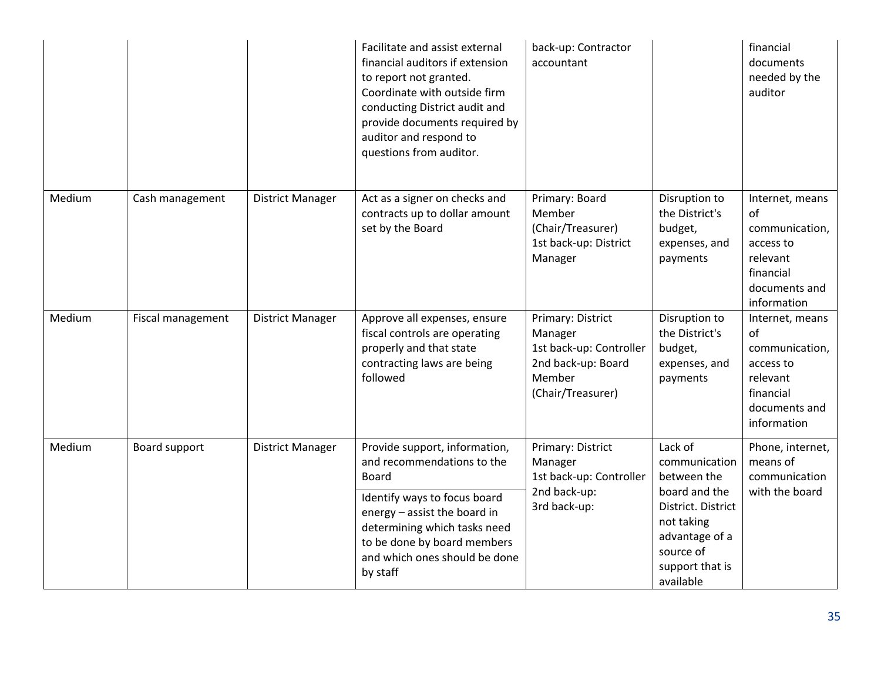| | | | | | | |
|---|---|---|---|---|---|---|
| | | | Facilitate and assist external financial auditors if extension to report not granted. Coordinate with outside firm conducting District audit and provide documents required by auditor and respond to questions from auditor. | back-up: Contractor accountant | | financial documents needed by the auditor |
| Medium | Cash management | District Manager | Act as a signer on checks and contracts up to dollar amount set by the Board | Primary: Board Member (Chair/Treasurer) 1st back-up: District Manager | Disruption to the District's budget, expenses, and payments | Internet, means of communication, access to relevant financial documents and information |
| Medium | Fiscal management | District Manager | Approve all expenses, ensure fiscal controls are operating properly and that state contracting laws are being followed | Primary: District Manager 1st back-up: Controller 2nd back-up: Board Member (Chair/Treasurer) | Disruption to the District's budget, expenses, and payments | Internet, means of communication, access to relevant financial documents and information |
| Medium | Board support | District Manager | Provide support, information, and recommendations to the Board<br>Identify ways to focus board energy – assist the board in determining which tasks need to be done by board members and which ones should be done by staff | Primary: District Manager 1st back-up: Controller 2nd back-up: 3rd back-up: | Lack of communication between the board and the District. District not taking advantage of a source of support that is available | Phone, internet, means of communication with the board |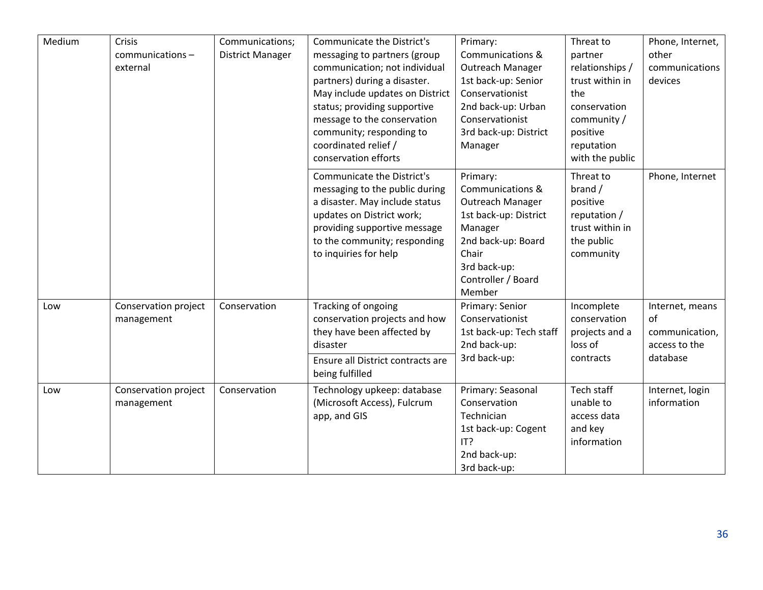| Medium | Crisis communications – external | Communications; District Manager | Communicate the District's messaging to partners (group communication; not individual partners) during a disaster. May include updates on District status; providing supportive message to the conservation community; responding to coordinated relief / conservation efforts | Primary: Communications & Outreach Manager<br>1st back-up: Senior Conservationist<br>2nd back-up: Urban Conservationist<br>3rd back-up: District Manager | Threat to partner relationships / trust within in the conservation community / positive reputation with the public | Phone, Internet, other communications devices |
|---|---|---|---|---|---|---|
| | | | Communicate the District's messaging to the public during a disaster. May include status updates on District work; providing supportive message to the community; responding to inquiries for help | Primary: Communications & Outreach Manager<br>1st back-up: District Manager<br>2nd back-up: Board Chair<br>3rd back-up: Controller / Board Member | Threat to brand / positive reputation / trust within in the public community | Phone, Internet |
| Low | Conservation project management | Conservation | Tracking of ongoing conservation projects and how they have been affected by disaster<br>Ensure all District contracts are being fulfilled | Primary: Senior Conservationist<br>1st back-up: Tech staff<br>2nd back-up:<br>3rd back-up: | Incomplete conservation projects and a loss of contracts | Internet, means of communication, access to the database |
| Low | Conservation project management | Conservation | Technology upkeep: database (Microsoft Access), Fulcrum app, and GIS | Primary: Seasonal Conservation Technician<br>1st back-up: Cogent IT?<br>2nd back-up:<br>3rd back-up: | Tech staff unable to access data and key information | Internet, login information |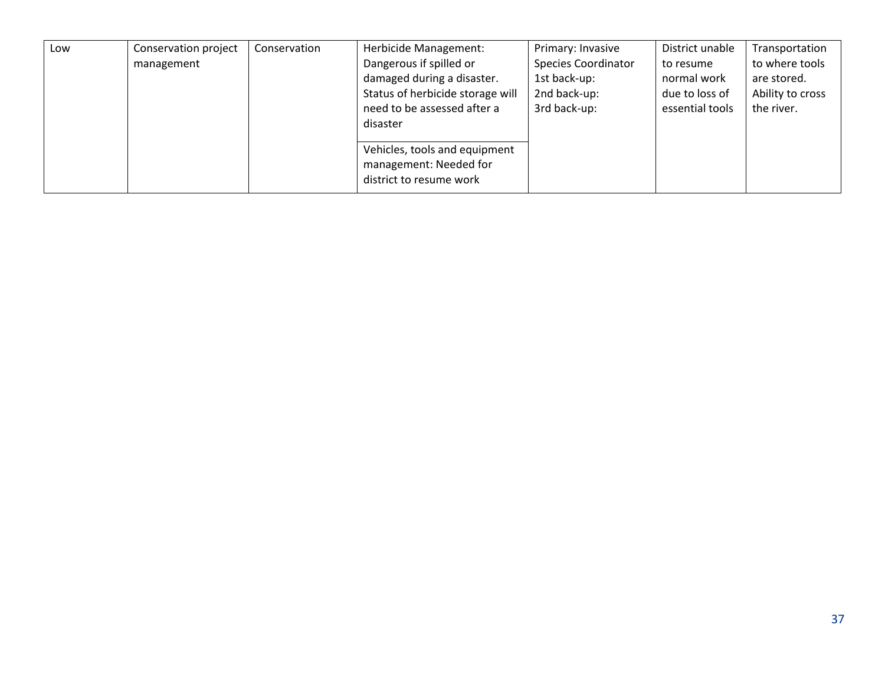| | | | | | | |
|---|---|---|---|---|---|---|
| Low | Conservation project management | Conservation | Herbicide Management: Dangerous if spilled or damaged during a disaster. Status of herbicide storage will need to be assessed after a disaster | Primary: Invasive Species Coordinator<br>1st back-up:<br>2nd back-up:<br>3rd back-up: | District unable to resume normal work due to loss of essential tools | Transportation to where tools are stored. Ability to cross the river. |
| | | | Vehicles, tools and equipment management: Needed for district to resume work | | | |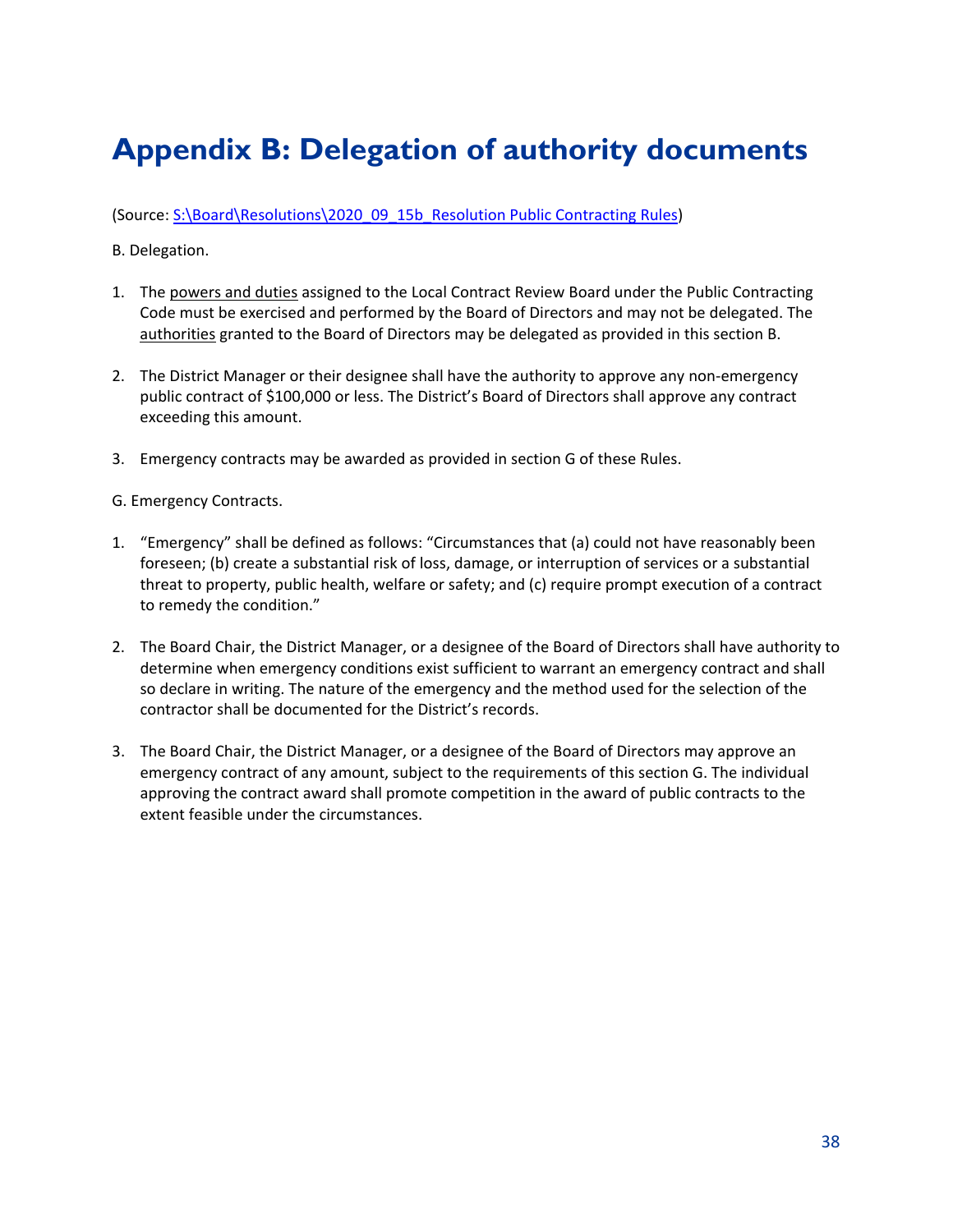# Appendix B: Delegation of authority documents

(Source: [S:\Board\Resolutions\2020_09_15b_Resolution Public Contracting Rules](S:\Board\Resolutions\2020_09_15b_Resolution Public Contracting Rules))

B. Delegation.

1. The <u>powers and duties</u> assigned to the Local Contract Review Board under the Public Contracting Code must be exercised and performed by the Board of Directors and may not be delegated. The <u>authorities</u> granted to the Board of Directors may be delegated as provided in this section B.

2. The District Manager or their designee shall have the authority to approve any non-emergency public contract of $100,000 or less. The District's Board of Directors shall approve any contract exceeding this amount.

3. Emergency contracts may be awarded as provided in section G of these Rules.

G. Emergency Contracts.

1. "Emergency" shall be defined as follows: "Circumstances that (a) could not have reasonably been foreseen; (b) create a substantial risk of loss, damage, or interruption of services or a substantial threat to property, public health, welfare or safety; and (c) require prompt execution of a contract to remedy the condition."

2. The Board Chair, the District Manager, or a designee of the Board of Directors shall have authority to determine when emergency conditions exist sufficient to warrant an emergency contract and shall so declare in writing. The nature of the emergency and the method used for the selection of the contractor shall be documented for the District's records.

3. The Board Chair, the District Manager, or a designee of the Board of Directors may approve an emergency contract of any amount, subject to the requirements of this section G. The individual approving the contract award shall promote competition in the award of public contracts to the extent feasible under the circumstances.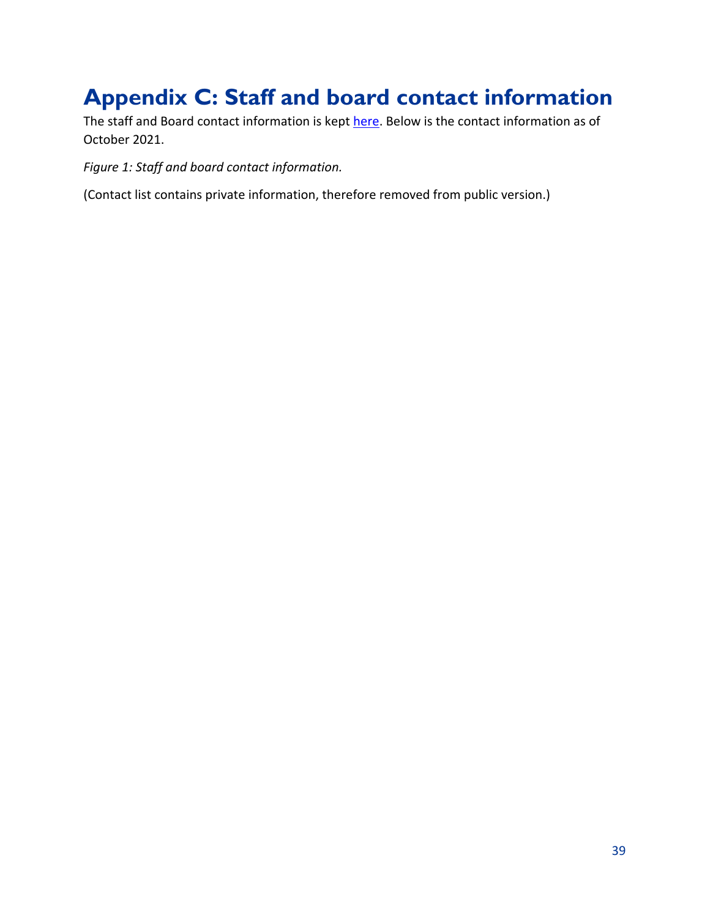# Appendix C: Staff and board contact information

The staff and Board contact information is kept here. Below is the contact information as of October 2021.

*Figure 1: Staff and board contact information.*

(Contact list contains private information, therefore removed from public version.)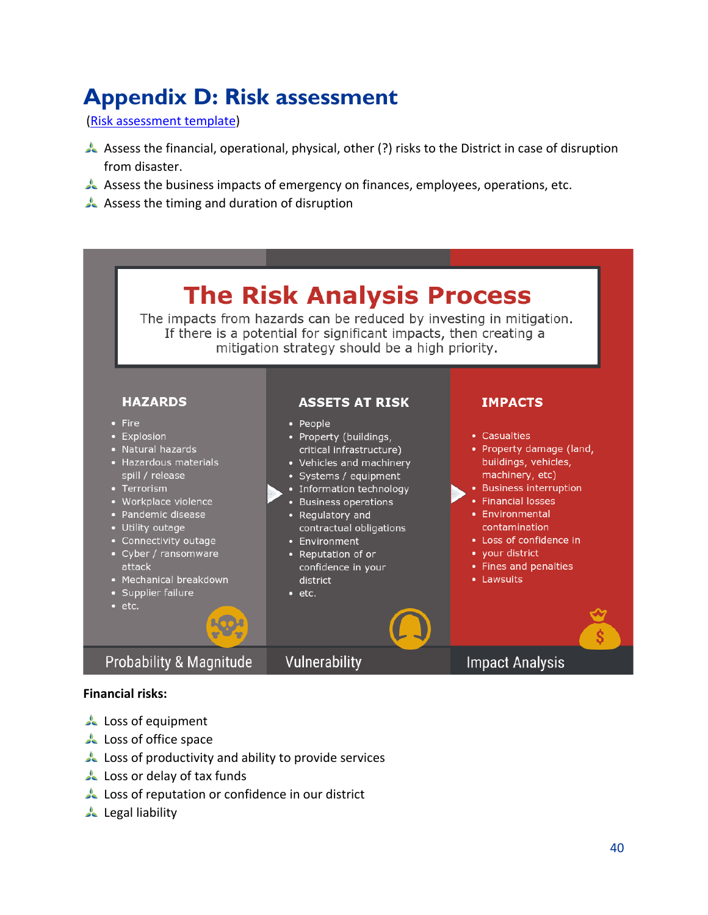# Appendix D: Risk assessment

(Risk assessment template)

- Assess the financial, operational, physical, other (?) risks to the District in case of disruption from disaster.
- Assess the business impacts of emergency on finances, employees, operations, etc.
- Assess the timing and duration of disruption

## The Risk Analysis Process

The impacts from hazards can be reduced by investing in mitigation. If there is a potential for significant impacts, then creating a mitigation strategy should be a high priority.

**HAZARDS**

- Fire
- Explosion
- Natural hazards
- Hazardous materials spill / release
- Terrorism
- Workplace violence
- Pandemic disease
- Utility outage
- Connectivity outage
- Cyber / ransomware attack
- Mechanical breakdown
- Supplier failure
- etc.

Probability & Magnitude

**ASSETS AT RISK**

- People
- Property (buildings, critical infrastructure)
- Vehicles and machinery
- Systems / equipment
- Information technology
- Business operations
- Regulatory and contractual obligations
- Environment
- Reputation of or confidence in your district
- etc.

Vulnerability

**IMPACTS**

- Casualties
- Property damage (land, buildings, vehicles, machinery, etc)
- Business interruption
- Financial losses
- Environmental contamination
- Loss of confidence in your district
- Fines and penalties
- Lawsuits

Impact Analysis

**Financial risks:**

- Loss of equipment
- Loss of office space
- Loss of productivity and ability to provide services
- Loss or delay of tax funds
- Loss of reputation or confidence in our district
- Legal liability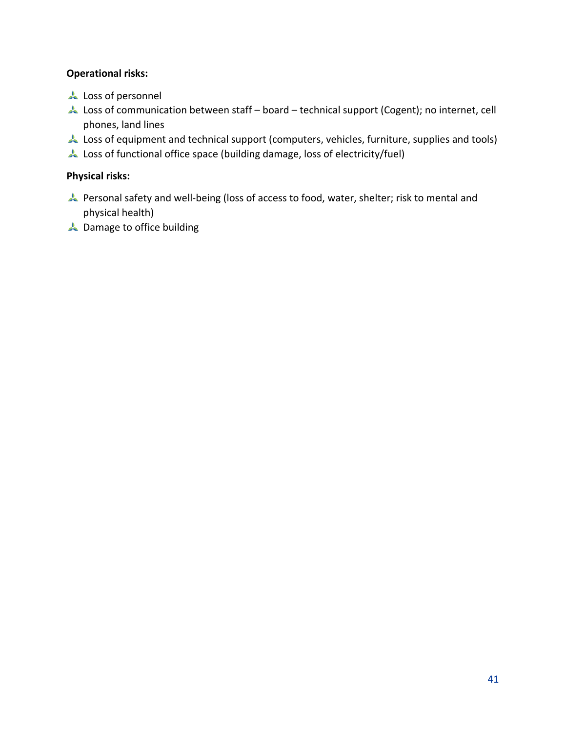**Operational risks:**

- Loss of personnel
- Loss of communication between staff – board – technical support (Cogent); no internet, cell phones, land lines
- Loss of equipment and technical support (computers, vehicles, furniture, supplies and tools)
- Loss of functional office space (building damage, loss of electricity/fuel)

**Physical risks:**

- Personal safety and well-being (loss of access to food, water, shelter; risk to mental and physical health)
- Damage to office building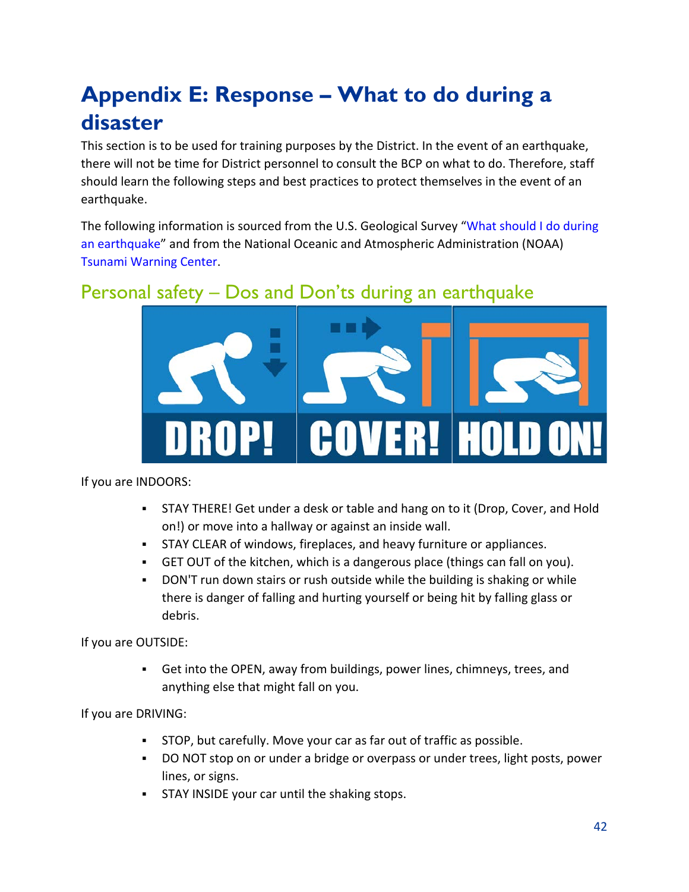# Appendix E: Response – What to do during a disaster

This section is to be used for training purposes by the District. In the event of an earthquake, there will not be time for District personnel to consult the BCP on what to do. Therefore, staff should learn the following steps and best practices to protect themselves in the event of an earthquake.

The following information is sourced from the U.S. Geological Survey "What should I do during an earthquake" and from the National Oceanic and Atmospheric Administration (NOAA) Tsunami Warning Center.

## Personal safety – Dos and Don'ts during an earthquake

DROP! COVER! HOLD ON!

If you are INDOORS:

- STAY THERE! Get under a desk or table and hang on to it (Drop, Cover, and Hold on!) or move into a hallway or against an inside wall.
- STAY CLEAR of windows, fireplaces, and heavy furniture or appliances.
- GET OUT of the kitchen, which is a dangerous place (things can fall on you).
- DON'T run down stairs or rush outside while the building is shaking or while there is danger of falling and hurting yourself or being hit by falling glass or debris.

If you are OUTSIDE:

- Get into the OPEN, away from buildings, power lines, chimneys, trees, and anything else that might fall on you.

If you are DRIVING:

- STOP, but carefully. Move your car as far out of traffic as possible.
- DO NOT stop on or under a bridge or overpass or under trees, light posts, power lines, or signs.
- STAY INSIDE your car until the shaking stops.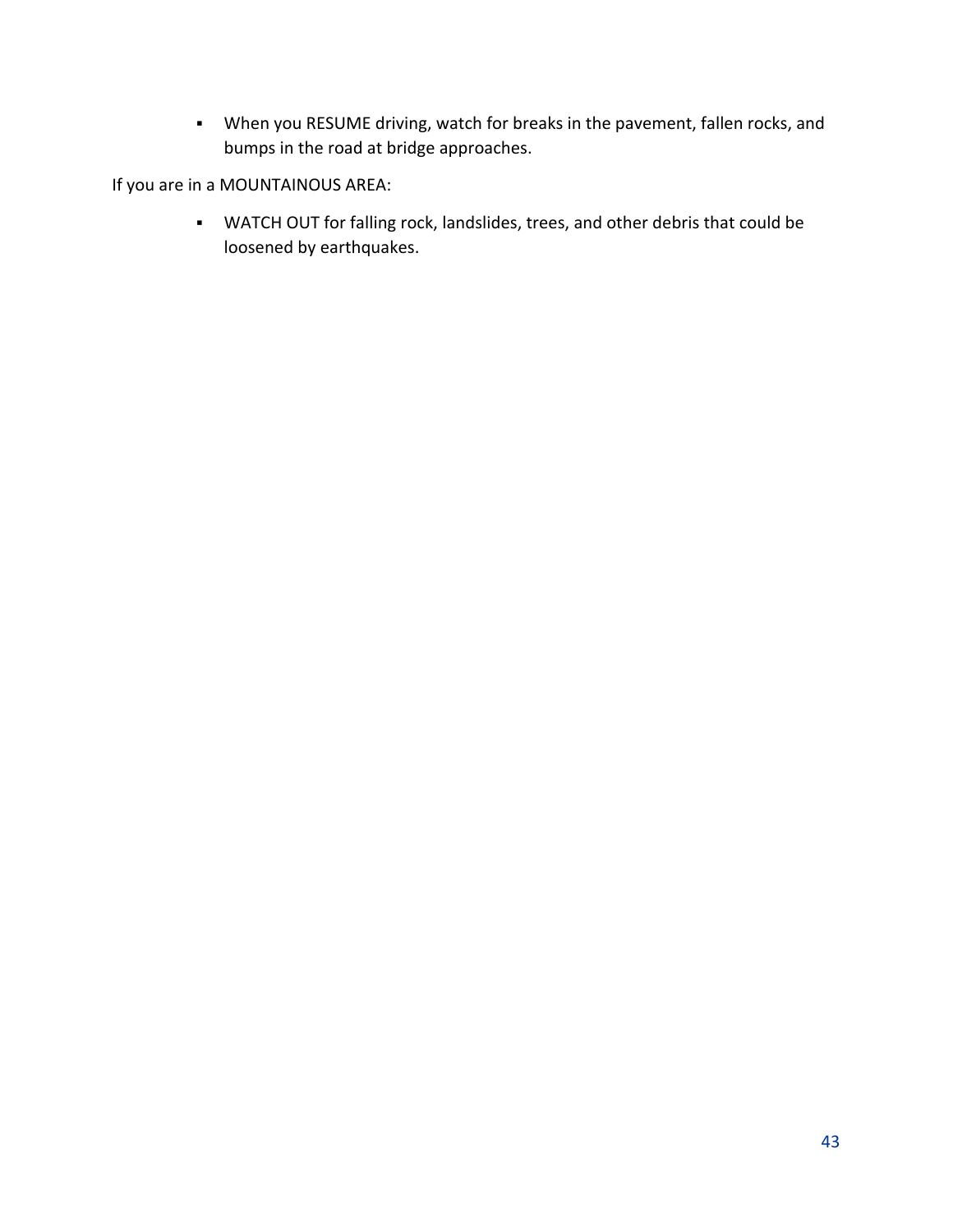- When you RESUME driving, watch for breaks in the pavement, fallen rocks, and bumps in the road at bridge approaches.

If you are in a MOUNTAINOUS AREA:

- WATCH OUT for falling rock, landslides, trees, and other debris that could be loosened by earthquakes.